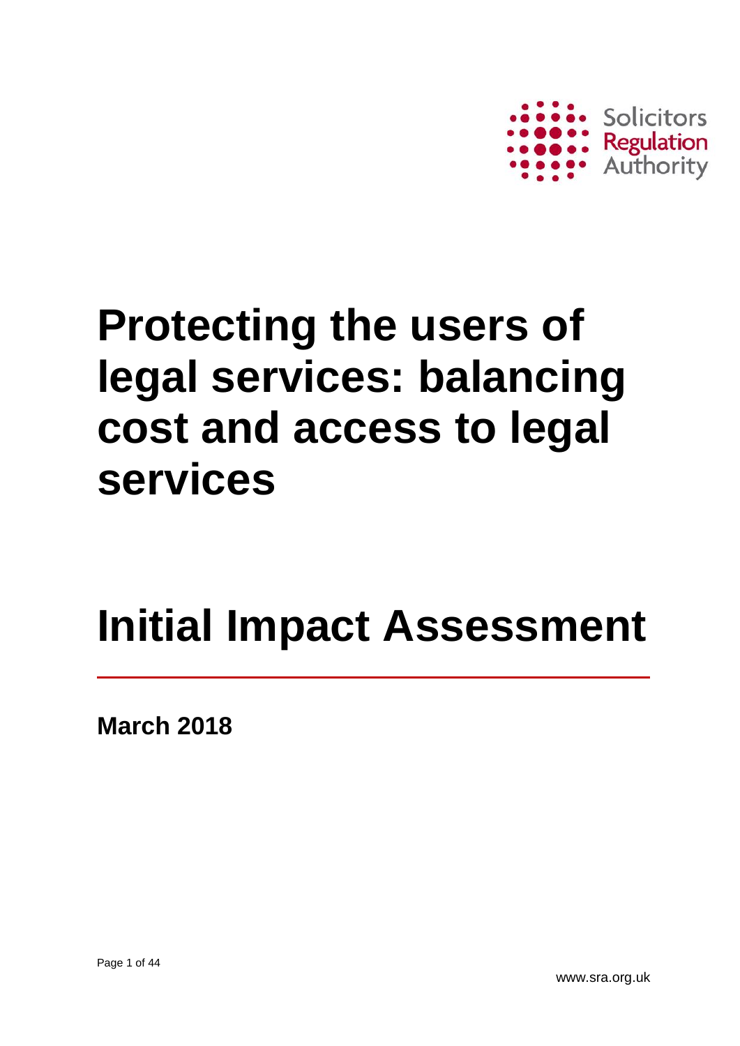Solicitors Regulation Authority

# Protecting the users of legal services: balancing cost and access to legal services

# Initial Impact Assessment

**March 2018**

www.sra.org.uk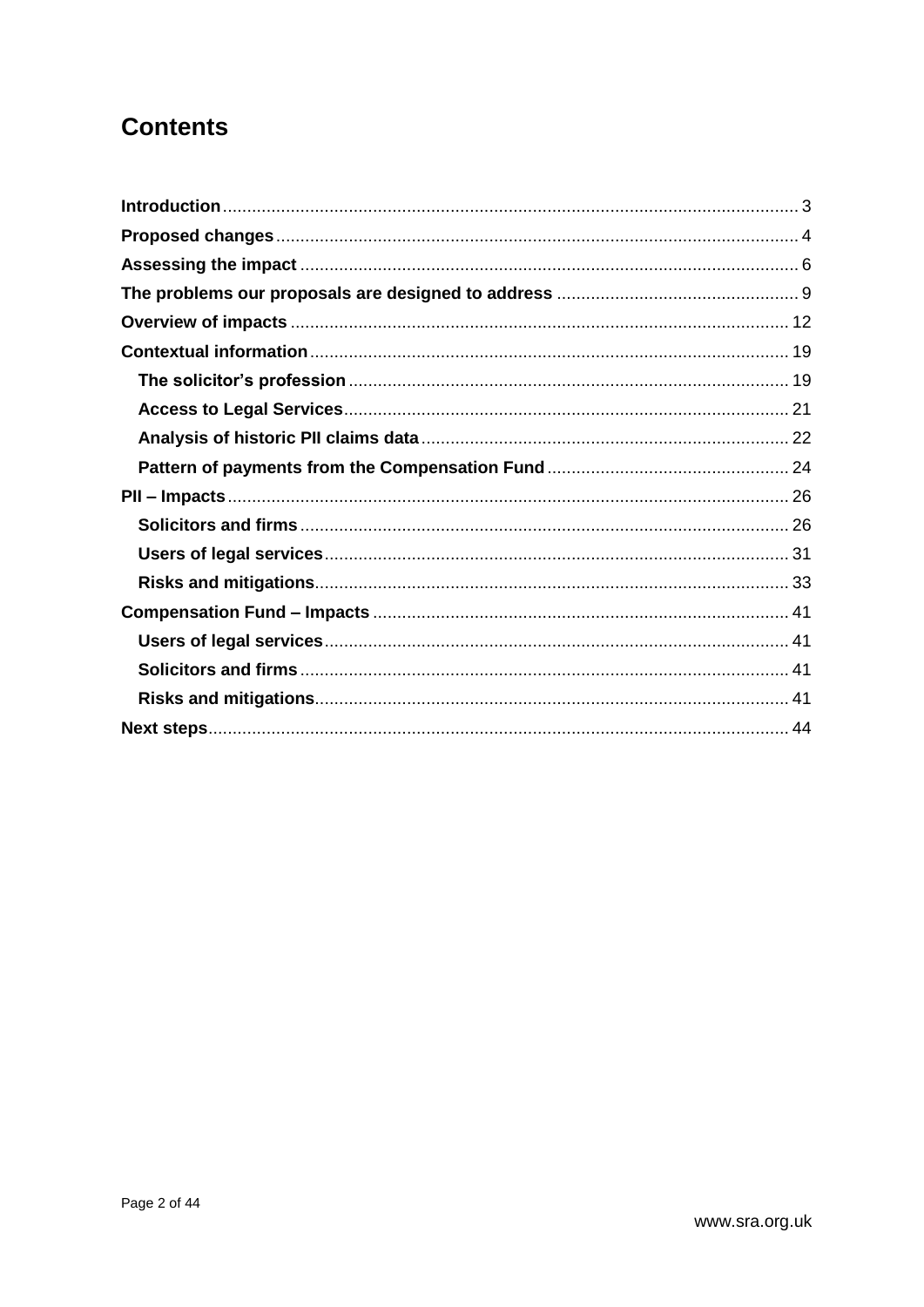# Contents

**Introduction** ..... 3
**Proposed changes** ..... 4
**Assessing the impact** ..... 6
**The problems our proposals are designed to address** ..... 9
**Overview of impacts** ..... 12
**Contextual information** ..... 19
- **The solicitor's profession** ..... 19
- **Access to Legal Services** ..... 21
- **Analysis of historic PII claims data** ..... 22
- **Pattern of payments from the Compensation Fund** ..... 24

**PII – Impacts** ..... 26
- **Solicitors and firms** ..... 26
- **Users of legal services** ..... 31
- **Risks and mitigations** ..... 33

**Compensation Fund – Impacts** ..... 41
- **Users of legal services** ..... 41
- **Solicitors and firms** ..... 41
- **Risks and mitigations** ..... 41

**Next steps** ..... 44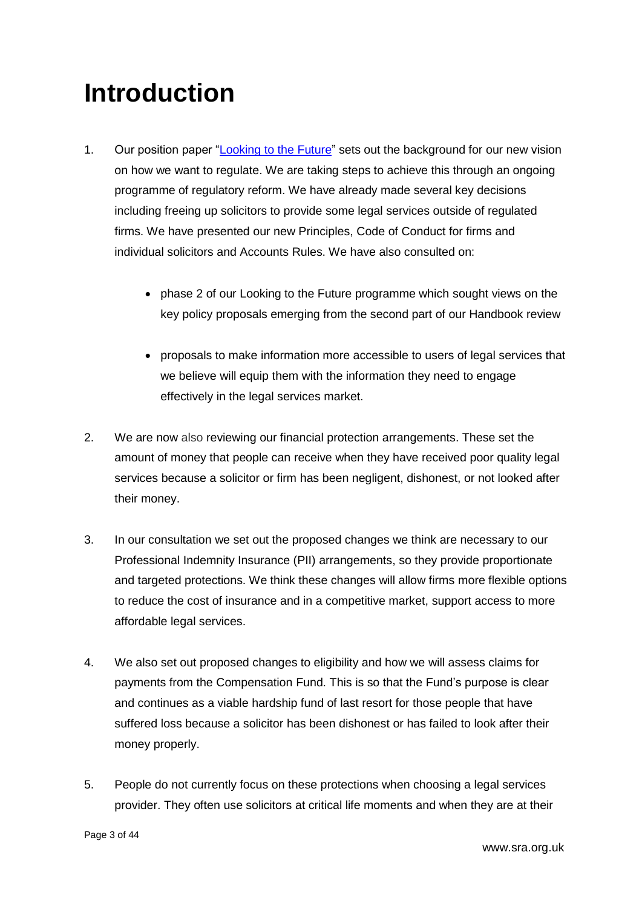# Introduction

1. Our position paper "[Looking to the Future]" sets out the background for our new vision on how we want to regulate. We are taking steps to achieve this through an ongoing programme of regulatory reform. We have already made several key decisions including freeing up solicitors to provide some legal services outside of regulated firms. We have presented our new Principles, Code of Conduct for firms and individual solicitors and Accounts Rules. We have also consulted on:

    - phase 2 of our Looking to the Future programme which sought views on the key policy proposals emerging from the second part of our Handbook review

    - proposals to make information more accessible to users of legal services that we believe will equip them with the information they need to engage effectively in the legal services market.

2. We are now also reviewing our financial protection arrangements. These set the amount of money that people can receive when they have received poor quality legal services because a solicitor or firm has been negligent, dishonest, or not looked after their money.

3. In our consultation we set out the proposed changes we think are necessary to our Professional Indemnity Insurance (PII) arrangements, so they provide proportionate and targeted protections. We think these changes will allow firms more flexible options to reduce the cost of insurance and in a competitive market, support access to more affordable legal services.

4. We also set out proposed changes to eligibility and how we will assess claims for payments from the Compensation Fund. This is so that the Fund's purpose is clear and continues as a viable hardship fund of last resort for those people that have suffered loss because a solicitor has been dishonest or has failed to look after their money properly.

5. People do not currently focus on these protections when choosing a legal services provider. They often use solicitors at critical life moments and when they are at their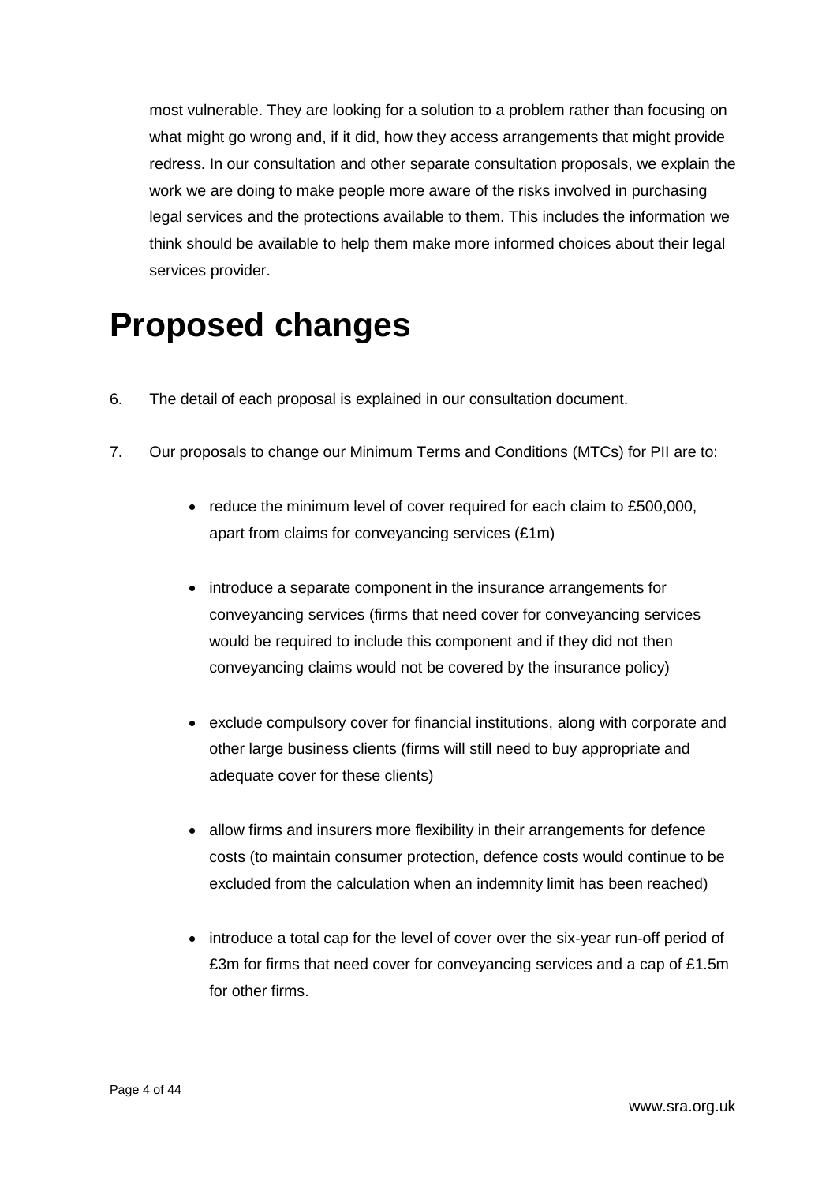most vulnerable. They are looking for a solution to a problem rather than focusing on what might go wrong and, if it did, how they access arrangements that might provide redress. In our consultation and other separate consultation proposals, we explain the work we are doing to make people more aware of the risks involved in purchasing legal services and the protections available to them. This includes the information we think should be available to help them make more informed choices about their legal services provider.

# Proposed changes

6. The detail of each proposal is explained in our consultation document.

7. Our proposals to change our Minimum Terms and Conditions (MTCs) for PII are to:

   - reduce the minimum level of cover required for each claim to £500,000, apart from claims for conveyancing services (£1m)

   - introduce a separate component in the insurance arrangements for conveyancing services (firms that need cover for conveyancing services would be required to include this component and if they did not then conveyancing claims would not be covered by the insurance policy)

   - exclude compulsory cover for financial institutions, along with corporate and other large business clients (firms will still need to buy appropriate and adequate cover for these clients)

   - allow firms and insurers more flexibility in their arrangements for defence costs (to maintain consumer protection, defence costs would continue to be excluded from the calculation when an indemnity limit has been reached)

   - introduce a total cap for the level of cover over the six-year run-off period of £3m for firms that need cover for conveyancing services and a cap of £1.5m for other firms.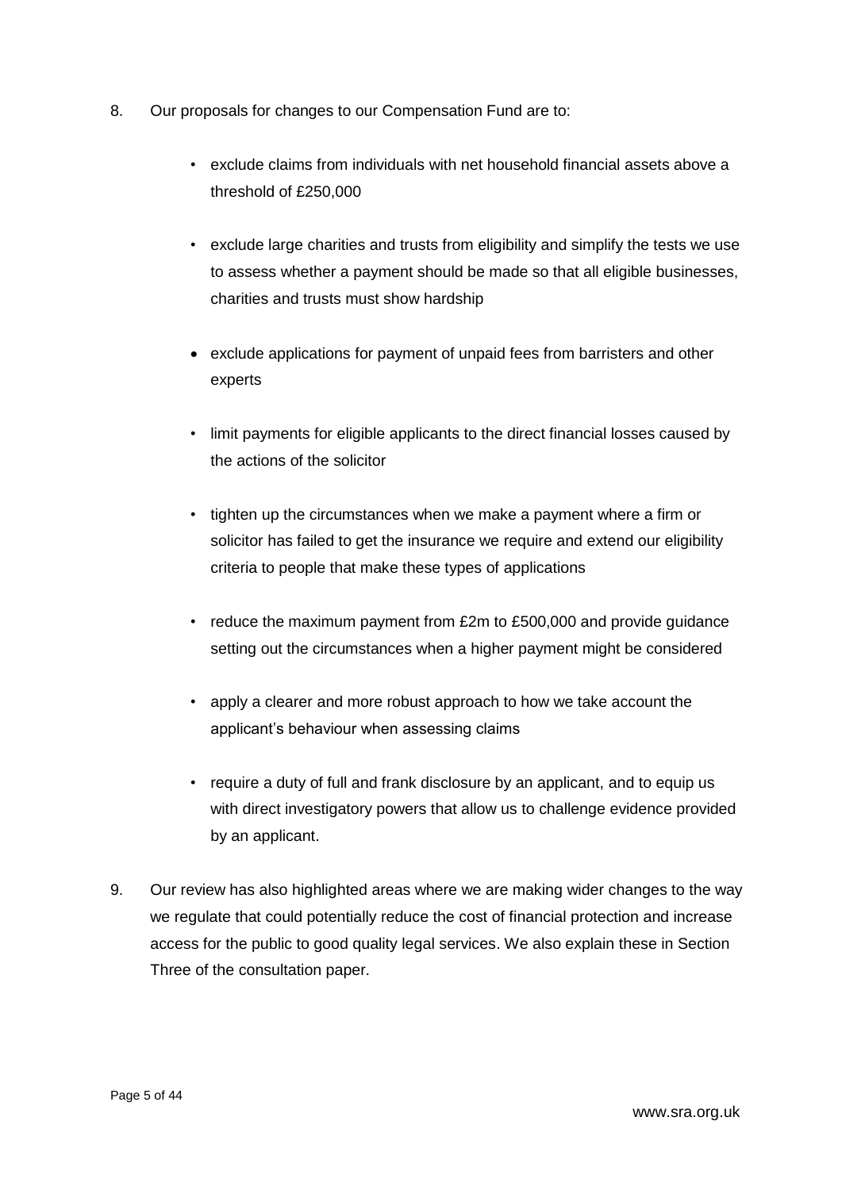8. Our proposals for changes to our Compensation Fund are to:

    - exclude claims from individuals with net household financial assets above a threshold of £250,000
    - exclude large charities and trusts from eligibility and simplify the tests we use to assess whether a payment should be made so that all eligible businesses, charities and trusts must show hardship
    - exclude applications for payment of unpaid fees from barristers and other experts
    - limit payments for eligible applicants to the direct financial losses caused by the actions of the solicitor
    - tighten up the circumstances when we make a payment where a firm or solicitor has failed to get the insurance we require and extend our eligibility criteria to people that make these types of applications
    - reduce the maximum payment from £2m to £500,000 and provide guidance setting out the circumstances when a higher payment might be considered
    - apply a clearer and more robust approach to how we take account the applicant's behaviour when assessing claims
    - require a duty of full and frank disclosure by an applicant, and to equip us with direct investigatory powers that allow us to challenge evidence provided by an applicant.

9. Our review has also highlighted areas where we are making wider changes to the way we regulate that could potentially reduce the cost of financial protection and increase access for the public to good quality legal services. We also explain these in Section Three of the consultation paper.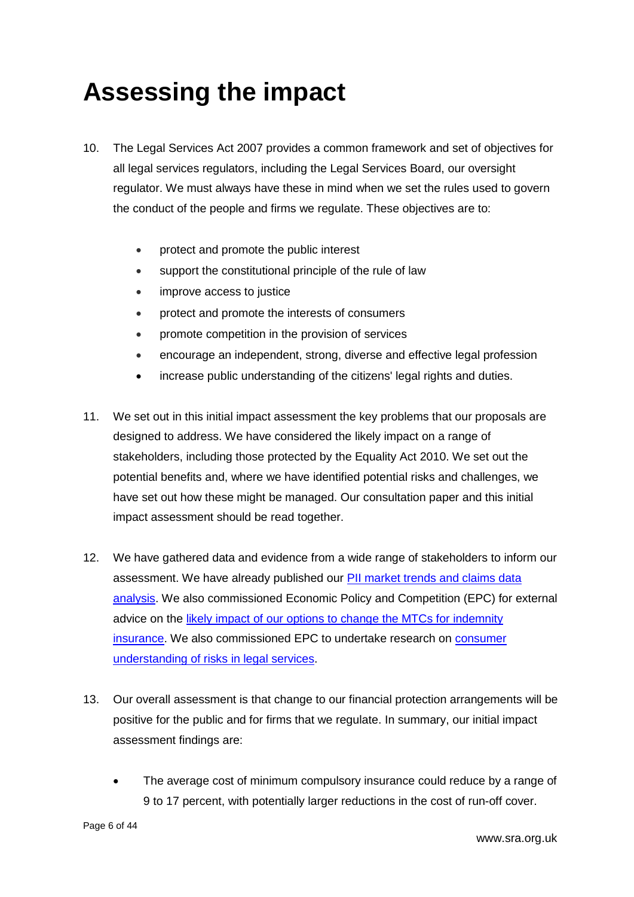# Assessing the impact

10. The Legal Services Act 2007 provides a common framework and set of objectives for all legal services regulators, including the Legal Services Board, our oversight regulator. We must always have these in mind when we set the rules used to govern the conduct of the people and firms we regulate. These objectives are to:

    - protect and promote the public interest
    - support the constitutional principle of the rule of law
    - improve access to justice
    - protect and promote the interests of consumers
    - promote competition in the provision of services
    - encourage an independent, strong, diverse and effective legal profession
    - increase public understanding of the citizens' legal rights and duties.

11. We set out in this initial impact assessment the key problems that our proposals are designed to address. We have considered the likely impact on a range of stakeholders, including those protected by the Equality Act 2010. We set out the potential benefits and, where we have identified potential risks and challenges, we have set out how these might be managed. Our consultation paper and this initial impact assessment should be read together.

12. We have gathered data and evidence from a wide range of stakeholders to inform our assessment. We have already published our PII market trends and claims data analysis. We also commissioned Economic Policy and Competition (EPC) for external advice on the likely impact of our options to change the MTCs for indemnity insurance. We also commissioned EPC to undertake research on consumer understanding of risks in legal services.

13. Our overall assessment is that change to our financial protection arrangements will be positive for the public and for firms that we regulate. In summary, our initial impact assessment findings are:

    - The average cost of minimum compulsory insurance could reduce by a range of 9 to 17 percent, with potentially larger reductions in the cost of run-off cover.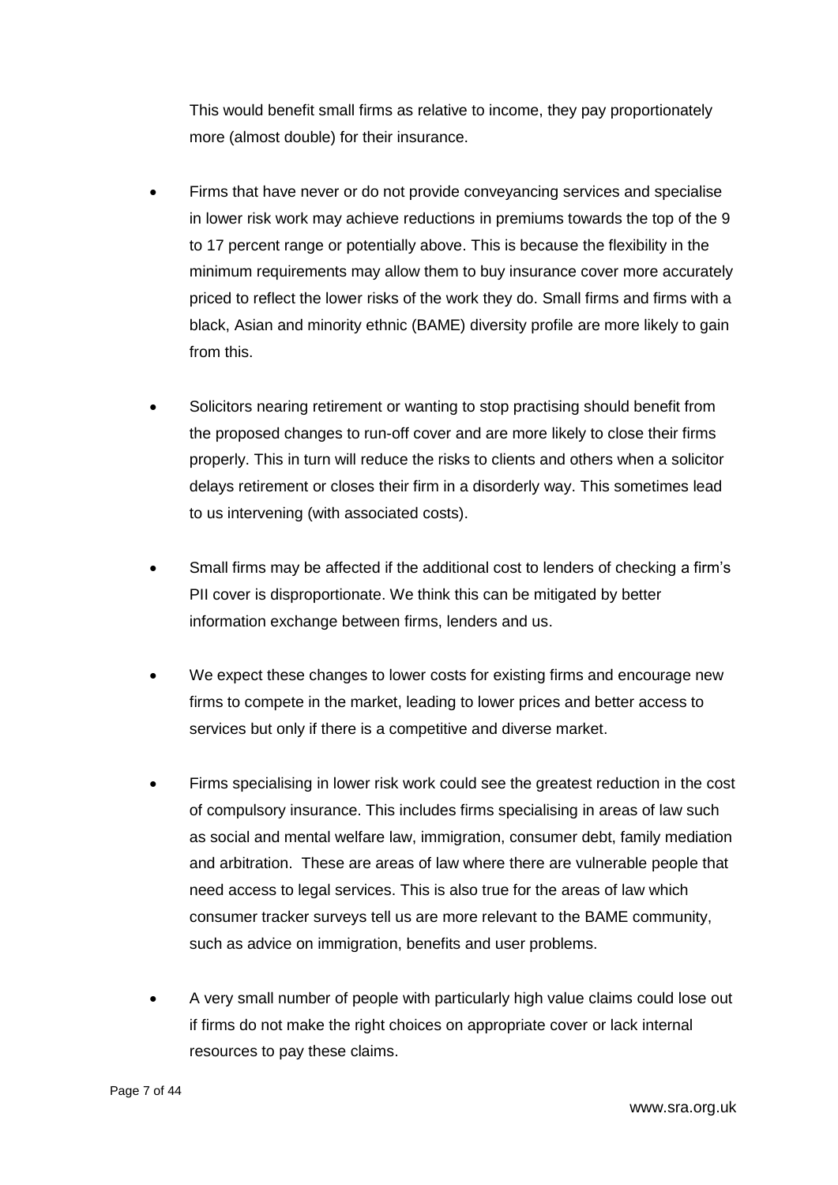This would benefit small firms as relative to income, they pay proportionately more (almost double) for their insurance.

- Firms that have never or do not provide conveyancing services and specialise in lower risk work may achieve reductions in premiums towards the top of the 9 to 17 percent range or potentially above. This is because the flexibility in the minimum requirements may allow them to buy insurance cover more accurately priced to reflect the lower risks of the work they do. Small firms and firms with a black, Asian and minority ethnic (BAME) diversity profile are more likely to gain from this.

- Solicitors nearing retirement or wanting to stop practising should benefit from the proposed changes to run-off cover and are more likely to close their firms properly. This in turn will reduce the risks to clients and others when a solicitor delays retirement or closes their firm in a disorderly way. This sometimes lead to us intervening (with associated costs).

- Small firms may be affected if the additional cost to lenders of checking a firm's PII cover is disproportionate. We think this can be mitigated by better information exchange between firms, lenders and us.

- We expect these changes to lower costs for existing firms and encourage new firms to compete in the market, leading to lower prices and better access to services but only if there is a competitive and diverse market.

- Firms specialising in lower risk work could see the greatest reduction in the cost of compulsory insurance. This includes firms specialising in areas of law such as social and mental welfare law, immigration, consumer debt, family mediation and arbitration. These are areas of law where there are vulnerable people that need access to legal services. This is also true for the areas of law which consumer tracker surveys tell us are more relevant to the BAME community, such as advice on immigration, benefits and user problems.

- A very small number of people with particularly high value claims could lose out if firms do not make the right choices on appropriate cover or lack internal resources to pay these claims.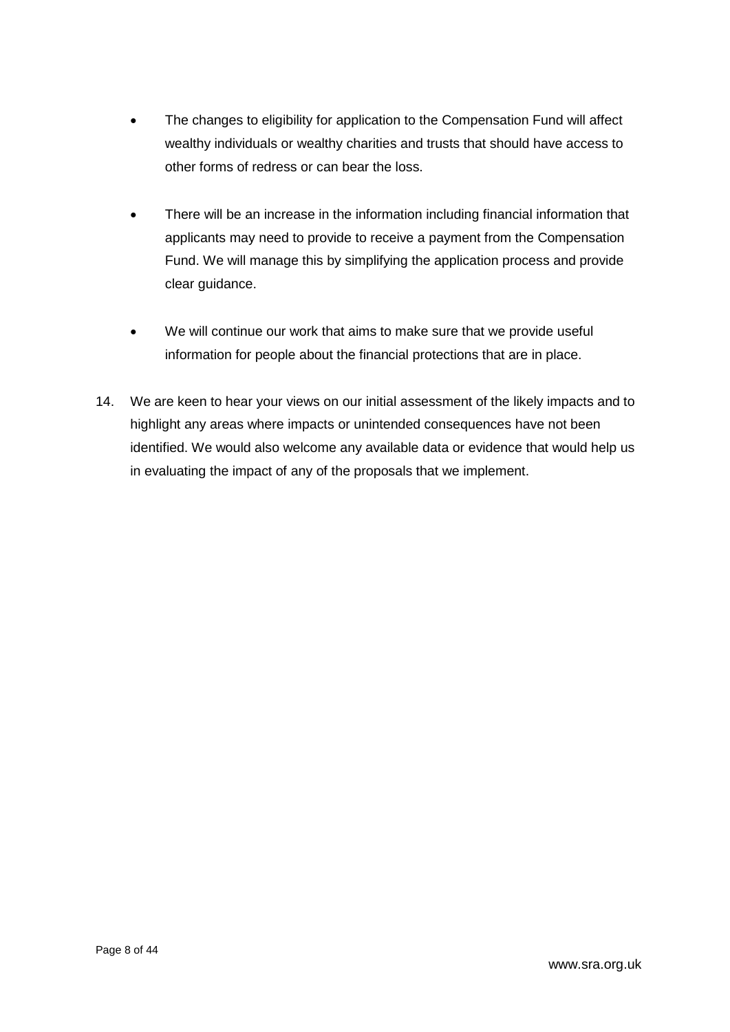- The changes to eligibility for application to the Compensation Fund will affect wealthy individuals or wealthy charities and trusts that should have access to other forms of redress or can bear the loss.

- There will be an increase in the information including financial information that applicants may need to provide to receive a payment from the Compensation Fund. We will manage this by simplifying the application process and provide clear guidance.

- We will continue our work that aims to make sure that we provide useful information for people about the financial protections that are in place.

14. We are keen to hear your views on our initial assessment of the likely impacts and to highlight any areas where impacts or unintended consequences have not been identified. We would also welcome any available data or evidence that would help us in evaluating the impact of any of the proposals that we implement.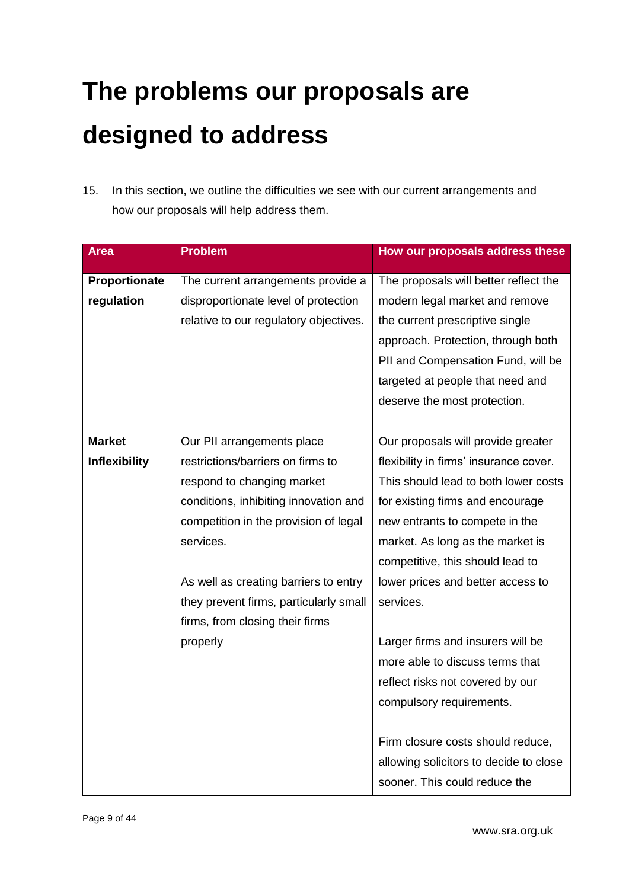# The problems our proposals are designed to address

15. In this section, we outline the difficulties we see with our current arrangements and how our proposals will help address them.

| Area | Problem | How our proposals address these |
|---|---|---|
| **Proportionate regulation** | The current arrangements provide a disproportionate level of protection relative to our regulatory objectives. | The proposals will better reflect the modern legal market and remove the current prescriptive single approach. Protection, through both PII and Compensation Fund, will be targeted at people that need and deserve the most protection. |
| **Market Inflexibility** | Our PII arrangements place restrictions/barriers on firms to respond to changing market conditions, inhibiting innovation and competition in the provision of legal services.<br><br>As well as creating barriers to entry they prevent firms, particularly small firms, from closing their firms properly | Our proposals will provide greater flexibility in firms' insurance cover. This should lead to both lower costs for existing firms and encourage new entrants to compete in the market. As long as the market is competitive, this should lead to lower prices and better access to services.<br><br>Larger firms and insurers will be more able to discuss terms that reflect risks not covered by our compulsory requirements.<br><br>Firm closure costs should reduce, allowing solicitors to decide to close sooner. This could reduce the |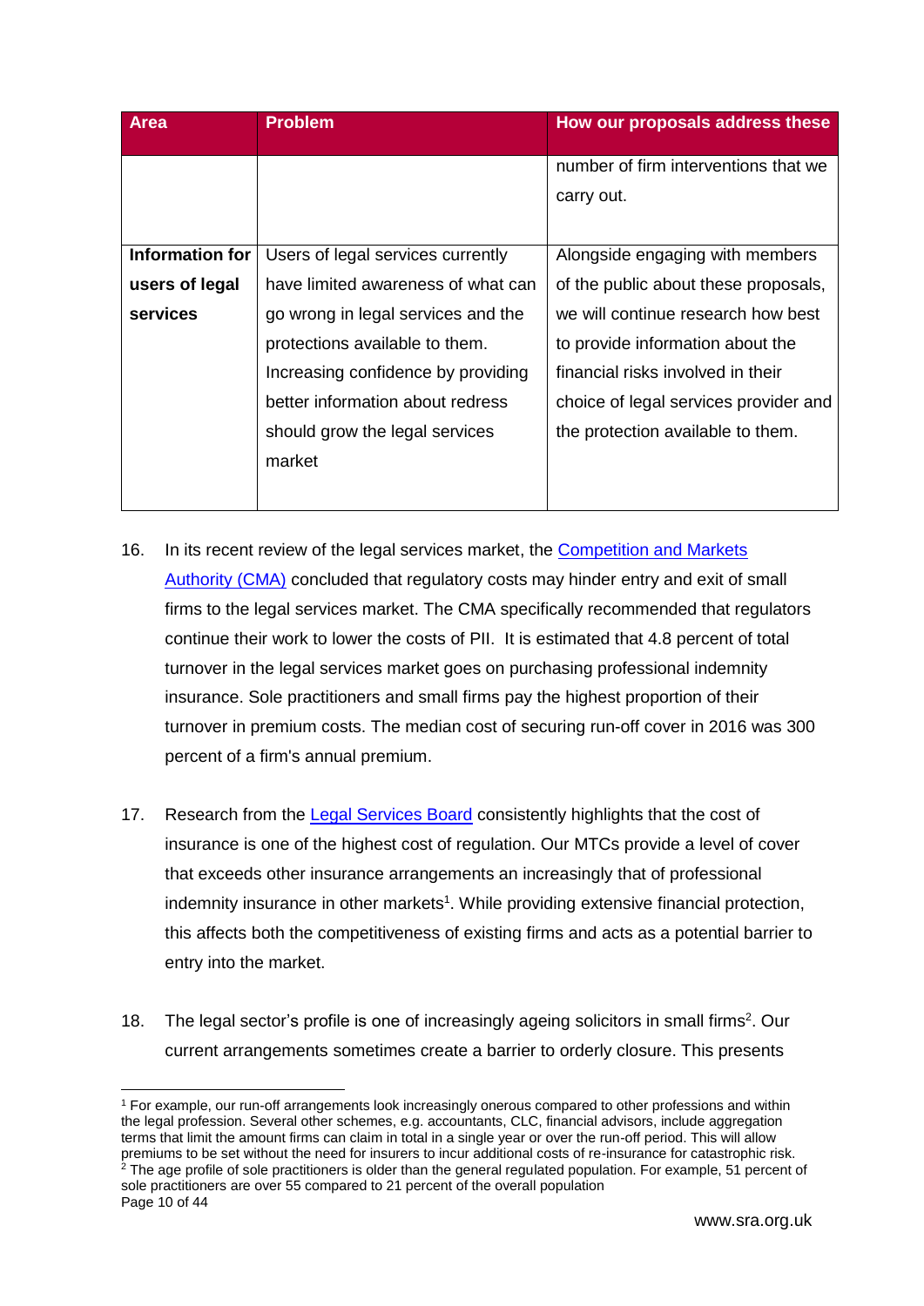| Area | Problem | How our proposals address these |
|---|---|---|
| | | number of firm interventions that we carry out. |
| **Information for users of legal services** | Users of legal services currently have limited awareness of what can go wrong in legal services and the protections available to them. Increasing confidence by providing better information about redress should grow the legal services market | Alongside engaging with members of the public about these proposals, we will continue research how best to provide information about the financial risks involved in their choice of legal services provider and the protection available to them. |

16. In its recent review of the legal services market, the [Competition and Markets Authority (CMA)] concluded that regulatory costs may hinder entry and exit of small firms to the legal services market. The CMA specifically recommended that regulators continue their work to lower the costs of PII. It is estimated that 4.8 percent of total turnover in the legal services market goes on purchasing professional indemnity insurance. Sole practitioners and small firms pay the highest proportion of their turnover in premium costs. The median cost of securing run-off cover in 2016 was 300 percent of a firm's annual premium.

17. Research from the [Legal Services Board] consistently highlights that the cost of insurance is one of the highest cost of regulation. Our MTCs provide a level of cover that exceeds other insurance arrangements an increasingly that of professional indemnity insurance in other markets[1]. While providing extensive financial protection, this affects both the competitiveness of existing firms and acts as a potential barrier to entry into the market.

18. The legal sector's profile is one of increasingly ageing solicitors in small firms[2]. Our current arrangements sometimes create a barrier to orderly closure. This presents

[1] For example, our run-off arrangements look increasingly onerous compared to other professions and within the legal profession. Several other schemes, e.g. accountants, CLC, financial advisors, include aggregation terms that limit the amount firms can claim in total in a single year or over the run-off period. This will allow premiums to be set without the need for insurers to incur additional costs of re-insurance for catastrophic risk.

[2] The age profile of sole practitioners is older than the general regulated population. For example, 51 percent of sole practitioners are over 55 compared to 21 percent of the overall population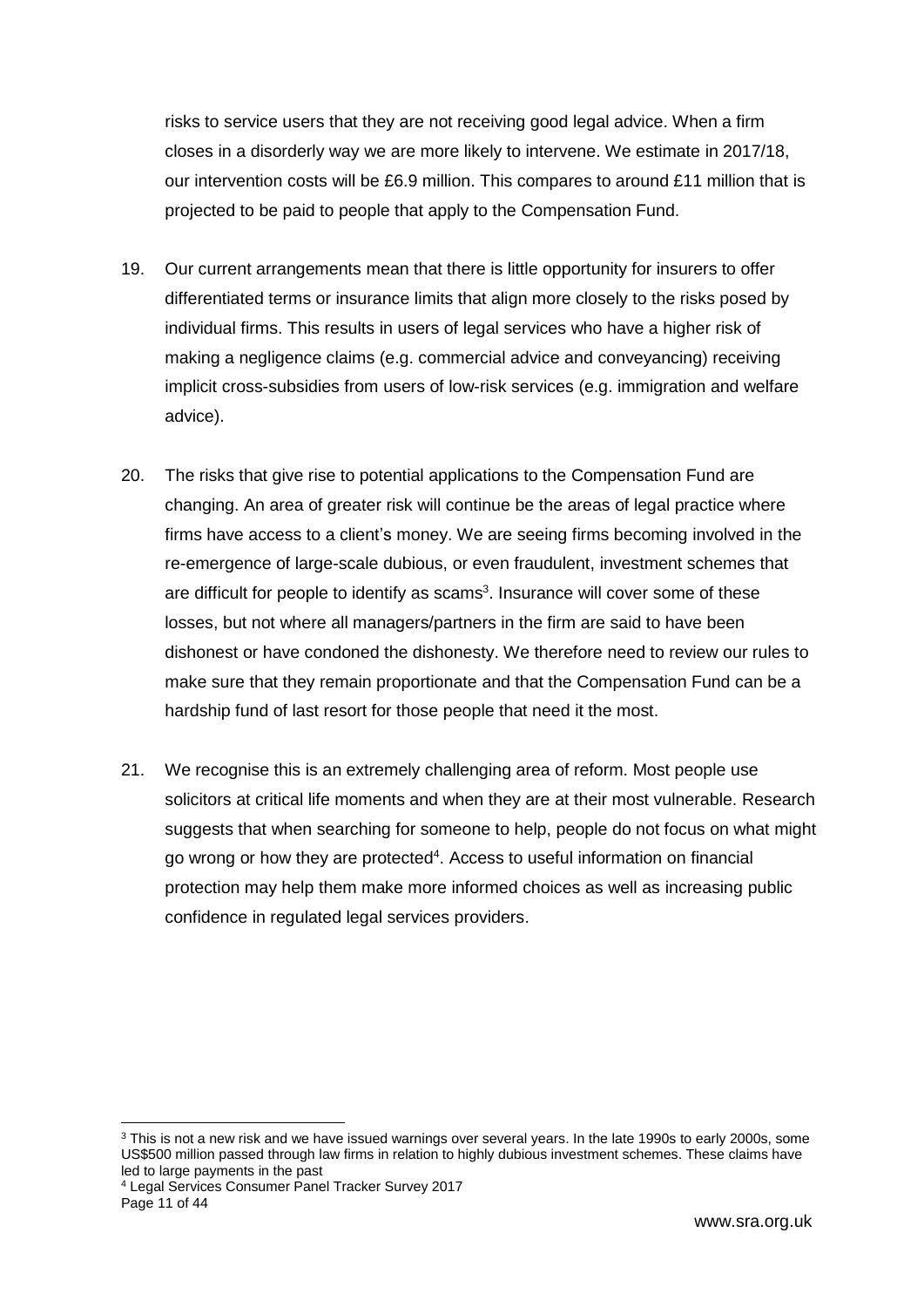risks to service users that they are not receiving good legal advice. When a firm closes in a disorderly way we are more likely to intervene. We estimate in 2017/18, our intervention costs will be £6.9 million. This compares to around £11 million that is projected to be paid to people that apply to the Compensation Fund.

19. Our current arrangements mean that there is little opportunity for insurers to offer differentiated terms or insurance limits that align more closely to the risks posed by individual firms. This results in users of legal services who have a higher risk of making a negligence claims (e.g. commercial advice and conveyancing) receiving implicit cross-subsidies from users of low-risk services (e.g. immigration and welfare advice).

20. The risks that give rise to potential applications to the Compensation Fund are changing. An area of greater risk will continue be the areas of legal practice where firms have access to a client's money. We are seeing firms becoming involved in the re-emergence of large-scale dubious, or even fraudulent, investment schemes that are difficult for people to identify as scams[3]. Insurance will cover some of these losses, but not where all managers/partners in the firm are said to have been dishonest or have condoned the dishonesty. We therefore need to review our rules to make sure that they remain proportionate and that the Compensation Fund can be a hardship fund of last resort for those people that need it the most.

21. We recognise this is an extremely challenging area of reform. Most people use solicitors at critical life moments and when they are at their most vulnerable. Research suggests that when searching for someone to help, people do not focus on what might go wrong or how they are protected[4]. Access to useful information on financial protection may help them make more informed choices as well as increasing public confidence in regulated legal services providers.

---

[3] This is not a new risk and we have issued warnings over several years. In the late 1990s to early 2000s, some US$500 million passed through law firms in relation to highly dubious investment schemes. These claims have led to large payments in the past

[4] Legal Services Consumer Panel Tracker Survey 2017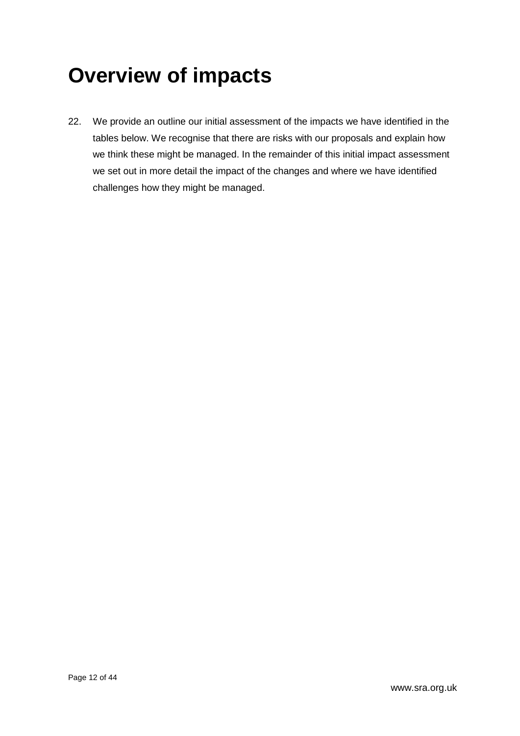# Overview of impacts

22. We provide an outline our initial assessment of the impacts we have identified in the tables below. We recognise that there are risks with our proposals and explain how we think these might be managed. In the remainder of this initial impact assessment we set out in more detail the impact of the changes and where we have identified challenges how they might be managed.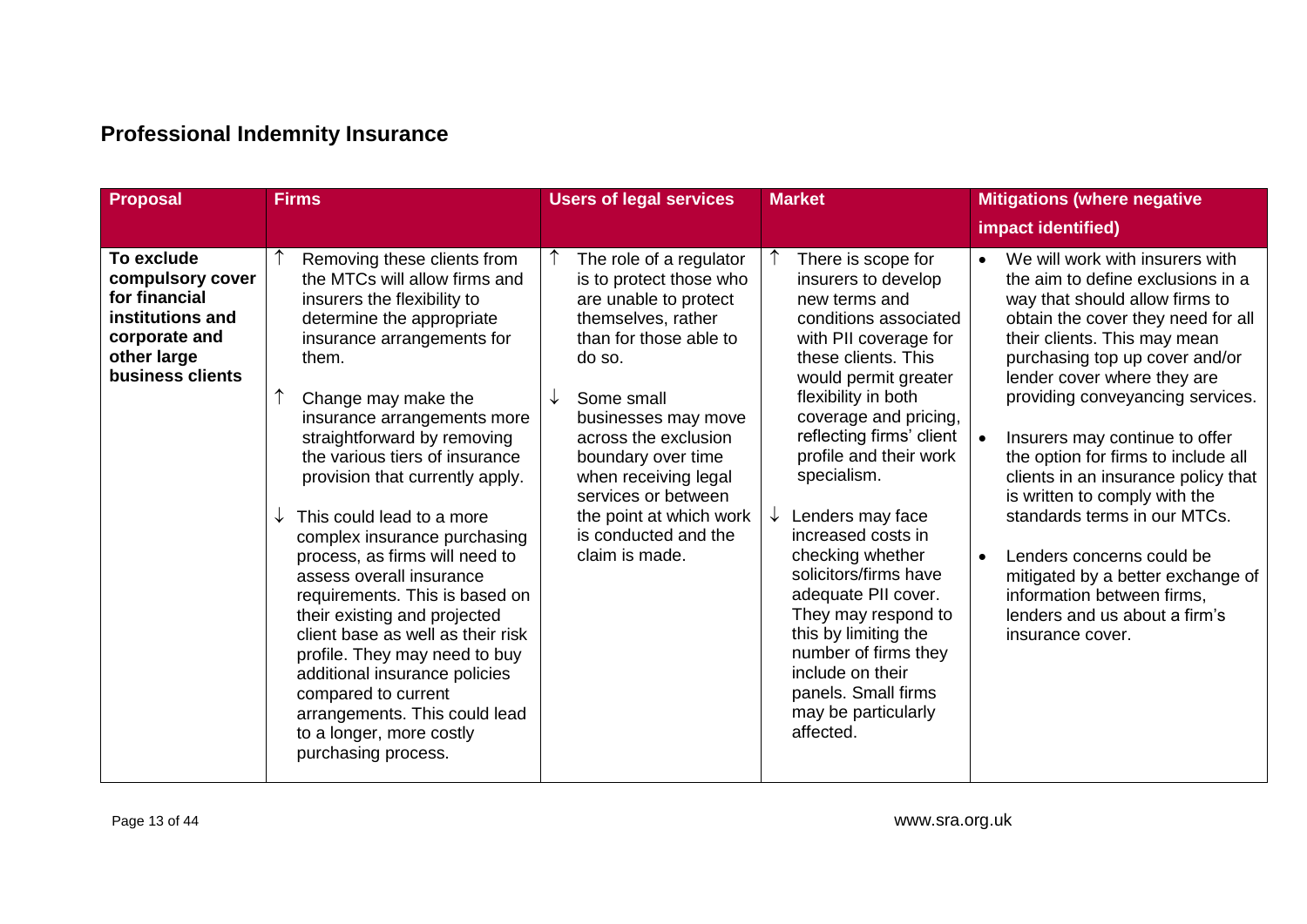## Professional Indemnity Insurance

| Proposal | Firms | Users of legal services | Market | Mitigations (where negative impact identified) |
| --- | --- | --- | --- | --- |
| **To exclude compulsory cover for financial institutions and corporate and other large business clients** | ↑ Removing these clients from the MTCs will allow firms and insurers the flexibility to determine the appropriate insurance arrangements for them.<br><br>↑ Change may make the insurance arrangements more straightforward by removing the various tiers of insurance provision that currently apply.<br><br>↓ This could lead to a more complex insurance purchasing process, as firms will need to assess overall insurance requirements. This is based on their existing and projected client base as well as their risk profile. They may need to buy additional insurance policies compared to current arrangements. This could lead to a longer, more costly purchasing process. | ↑ The role of a regulator is to protect those who are unable to protect themselves, rather than for those able to do so.<br><br>↓ Some small businesses may move across the exclusion boundary over time when receiving legal services or between the point at which work is conducted and the claim is made. | ↑ There is scope for insurers to develop new terms and conditions associated with PII coverage for these clients. This would permit greater flexibility in both coverage and pricing, reflecting firms' client profile and their work specialism.<br><br>↓ Lenders may face increased costs in checking whether solicitors/firms have adequate PII cover. They may respond to this by limiting the number of firms they include on their panels. Small firms may be particularly affected. | • We will work with insurers with the aim to define exclusions in a way that should allow firms to obtain the cover they need for all their clients. This may mean purchasing top up cover and/or lender cover where they are providing conveyancing services.<br><br>• Insurers may continue to offer the option for firms to include all clients in an insurance policy that is written to comply with the standards terms in our MTCs.<br><br>• Lenders concerns could be mitigated by a better exchange of information between firms, lenders and us about a firm's insurance cover. |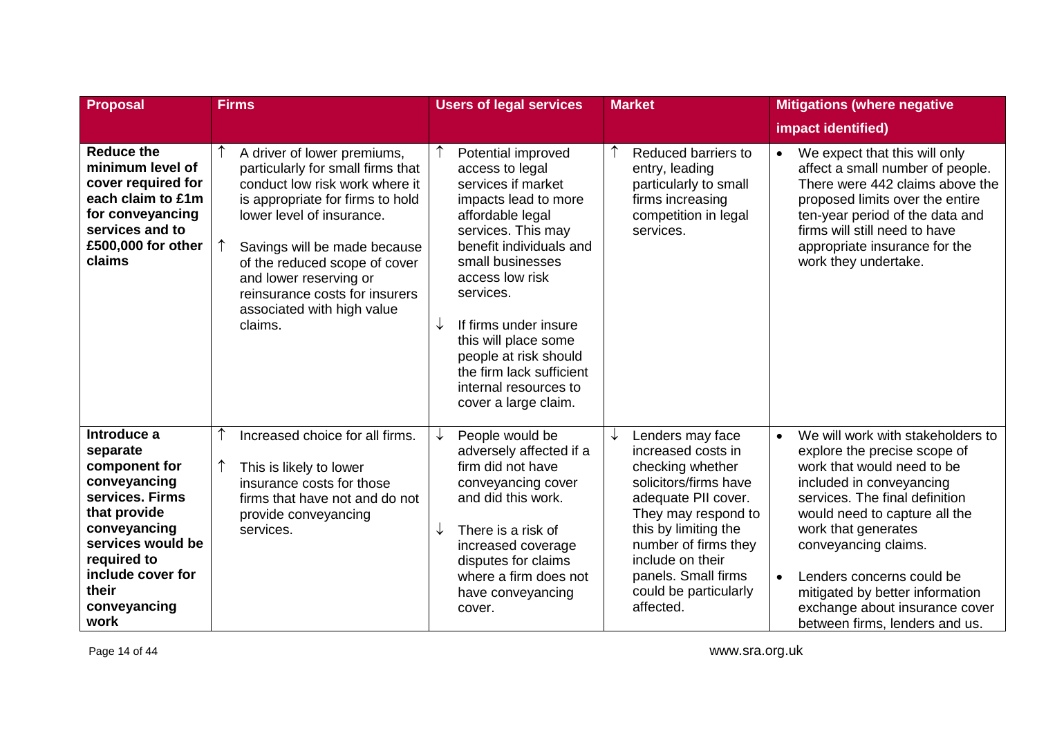| Proposal | Firms | Users of legal services | Market | Mitigations (where negative impact identified) |
|---|---|---|---|---|
| **Reduce the minimum level of cover required for each claim to £1m for conveyancing services and to £500,000 for other claims** | ↑ A driver of lower premiums, particularly for small firms that conduct low risk work where it is appropriate for firms to hold lower level of insurance.<br><br>↑ Savings will be made because of the reduced scope of cover and lower reserving or reinsurance costs for insurers associated with high value claims. | ↑ Potential improved access to legal services if market impacts lead to more affordable legal services. This may benefit individuals and small businesses access low risk services.<br><br>↓ If firms under insure this will place some people at risk should the firm lack sufficient internal resources to cover a large claim. | ↑ Reduced barriers to entry, leading particularly to small firms increasing competition in legal services. | • We expect that this will only affect a small number of people. There were 442 claims above the proposed limits over the entire ten-year period of the data and firms will still need to have appropriate insurance for the work they undertake. |
| **Introduce a separate component for conveyancing services. Firms that provide conveyancing services would be required to include cover for their conveyancing work** | ↑ Increased choice for all firms.<br><br>↑ This is likely to lower insurance costs for those firms that have not and do not provide conveyancing services. | ↓ People would be adversely affected if a firm did not have conveyancing cover and did this work.<br><br>↓ There is a risk of increased coverage disputes for claims where a firm does not have conveyancing cover. | ↓ Lenders may face increased costs in checking whether solicitors/firms have adequate PII cover. They may respond to this by limiting the number of firms they include on their panels. Small firms could be particularly affected. | • We will work with stakeholders to explore the precise scope of work that would need to be included in conveyancing services. The final definition would need to capture all the work that generates conveyancing claims.<br><br>• Lenders concerns could be mitigated by better information exchange about insurance cover between firms, lenders and us. |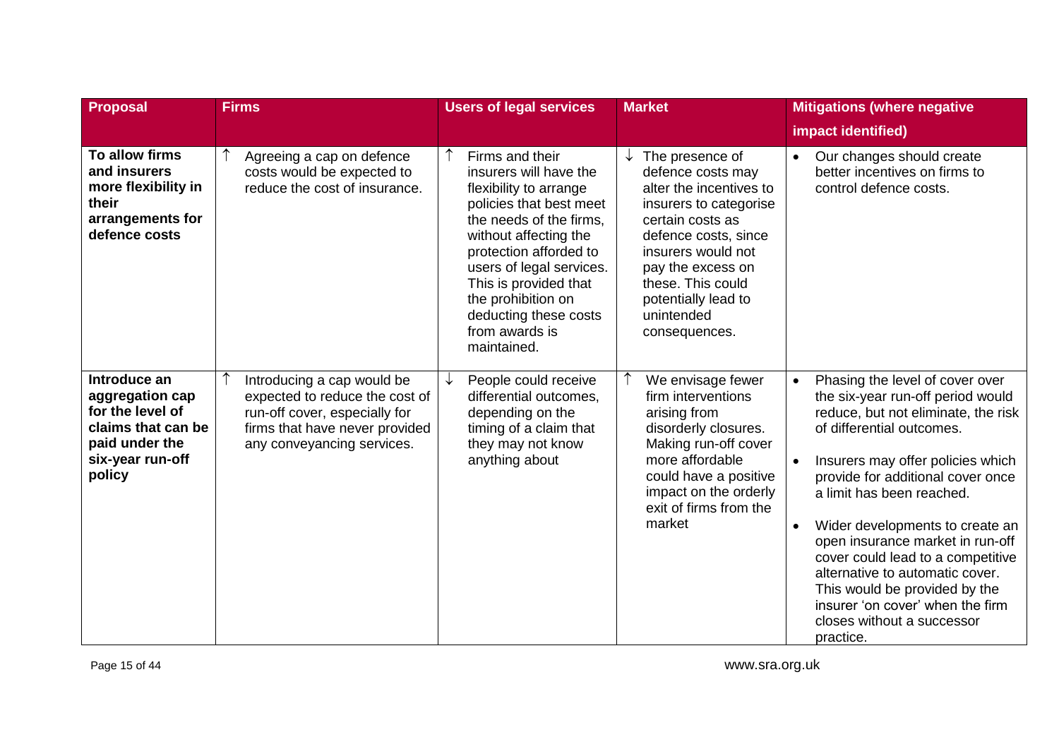| Proposal | Firms | Users of legal services | Market | Mitigations (where negative impact identified) |
|---|---|---|---|---|
| **To allow firms and insurers more flexibility in their arrangements for defence costs** | ↑ Agreeing a cap on defence costs would be expected to reduce the cost of insurance. | ↑ Firms and their insurers will have the flexibility to arrange policies that best meet the needs of the firms, without affecting the protection afforded to users of legal services. This is provided that the prohibition on deducting these costs from awards is maintained. | ↓ The presence of defence costs may alter the incentives to insurers to categorise certain costs as defence costs, since insurers would not pay the excess on these. This could potentially lead to unintended consequences. | • Our changes should create better incentives on firms to control defence costs. |
| **Introduce an aggregation cap for the level of claims that can be paid under the six-year run-off policy** | ↑ Introducing a cap would be expected to reduce the cost of run-off cover, especially for firms that have never provided any conveyancing services. | ↓ People could receive differential outcomes, depending on the timing of a claim that they may not know anything about | ↑ We envisage fewer firm interventions arising from disorderly closures. Making run-off cover more affordable could have a positive impact on the orderly exit of firms from the market | • Phasing the level of cover over the six-year run-off period would reduce, but not eliminate, the risk of differential outcomes. <br> • Insurers may offer policies which provide for additional cover once a limit has been reached. <br> • Wider developments to create an open insurance market in run-off cover could lead to a competitive alternative to automatic cover. This would be provided by the insurer 'on cover' when the firm closes without a successor practice. |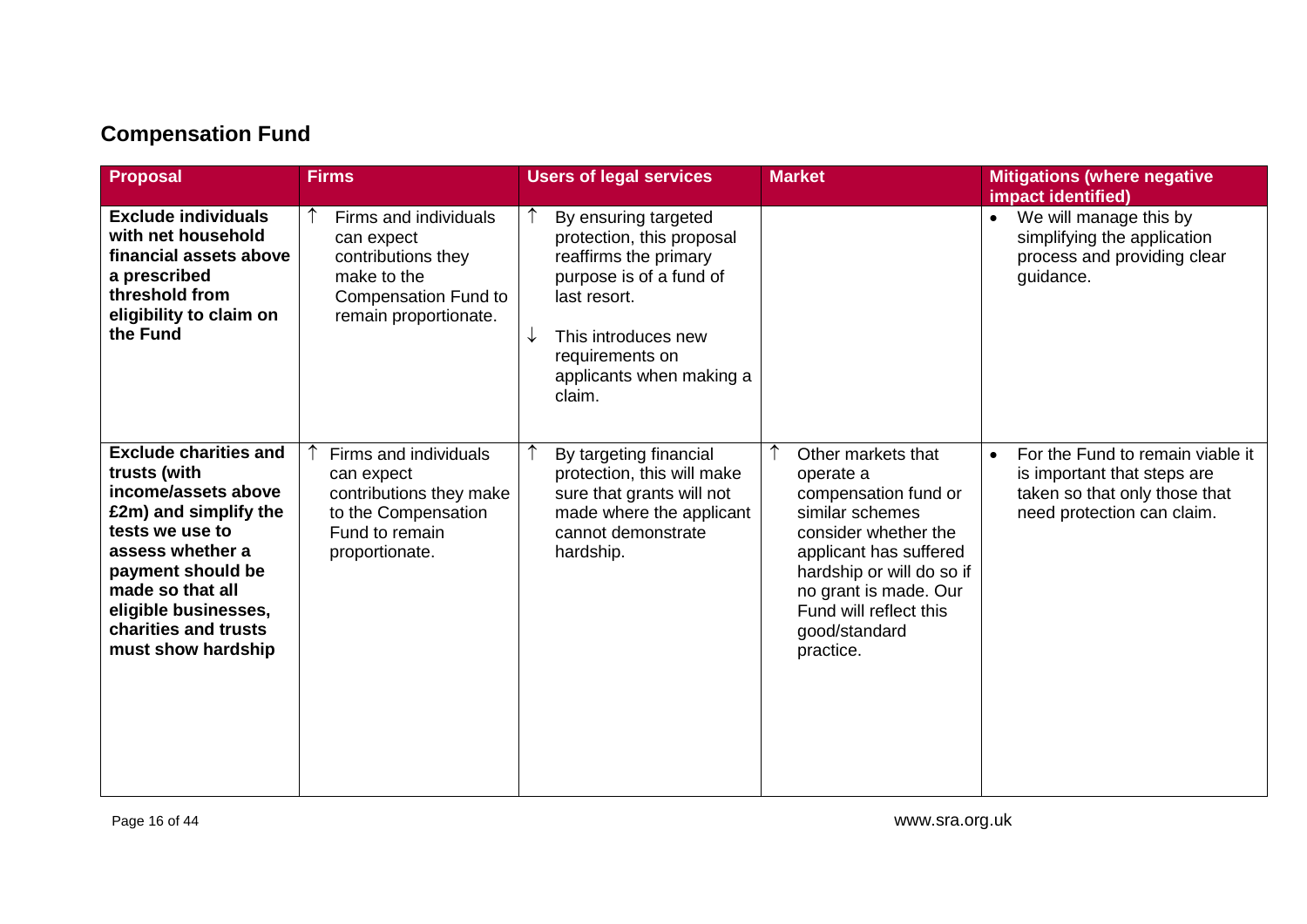## Compensation Fund

| Proposal | Firms | Users of legal services | Market | Mitigations (where negative impact identified) |
|---|---|---|---|---|
| **Exclude individuals with net household financial assets above a prescribed threshold from eligibility to claim on the Fund** | ↑ Firms and individuals can expect contributions they make to the Compensation Fund to remain proportionate. | ↑ By ensuring targeted protection, this proposal reaffirms the primary purpose is of a fund of last resort.<br><br>↓ This introduces new requirements on applicants when making a claim. | | • We will manage this by simplifying the application process and providing clear guidance. |
| **Exclude charities and trusts (with income/assets above £2m) and simplify the tests we use to assess whether a payment should be made so that all eligible businesses, charities and trusts must show hardship** | ↑ Firms and individuals can expect contributions they make to the Compensation Fund to remain proportionate. | ↑ By targeting financial protection, this will make sure that grants will not made where the applicant cannot demonstrate hardship. | ↑ Other markets that operate a compensation fund or similar schemes consider whether the applicant has suffered hardship or will do so if no grant is made. Our Fund will reflect this good/standard practice. | • For the Fund to remain viable it is important that steps are taken so that only those that need protection can claim. |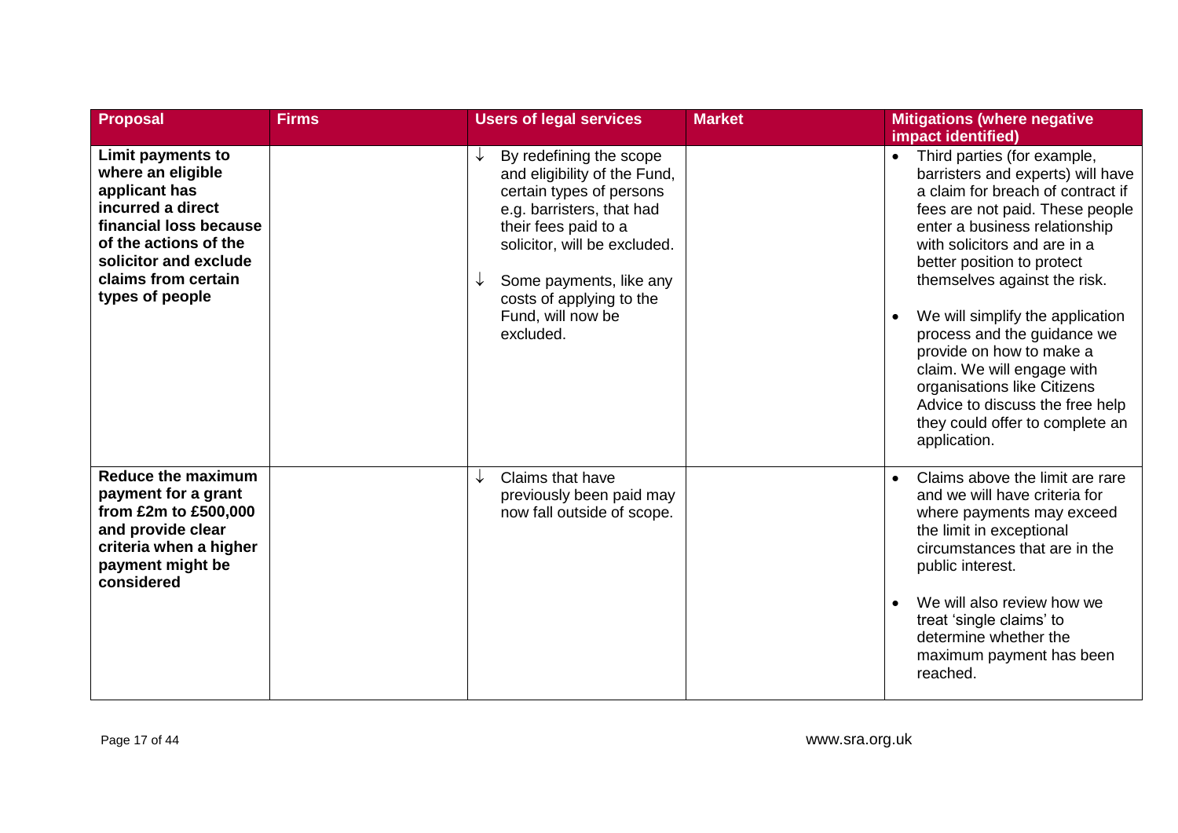| Proposal | Firms | Users of legal services | Market | Mitigations (where negative impact identified) |
|---|---|---|---|---|
| **Limit payments to where an eligible applicant has incurred a direct financial loss because of the actions of the solicitor and exclude claims from certain types of people** | | ↓ By redefining the scope and eligibility of the Fund, certain types of persons e.g. barristers, that had their fees paid to a solicitor, will be excluded.<br><br>↓ Some payments, like any costs of applying to the Fund, will now be excluded. | | • Third parties (for example, barristers and experts) will have a claim for breach of contract if fees are not paid. These people enter a business relationship with solicitors and are in a better position to protect themselves against the risk.<br><br>• We will simplify the application process and the guidance we provide on how to make a claim. We will engage with organisations like Citizens Advice to discuss the free help they could offer to complete an application. |
| **Reduce the maximum payment for a grant from £2m to £500,000 and provide clear criteria when a higher payment might be considered** | | ↓ Claims that have previously been paid may now fall outside of scope. | | • Claims above the limit are rare and we will have criteria for where payments may exceed the limit in exceptional circumstances that are in the public interest.<br><br>• We will also review how we treat 'single claims' to determine whether the maximum payment has been reached. |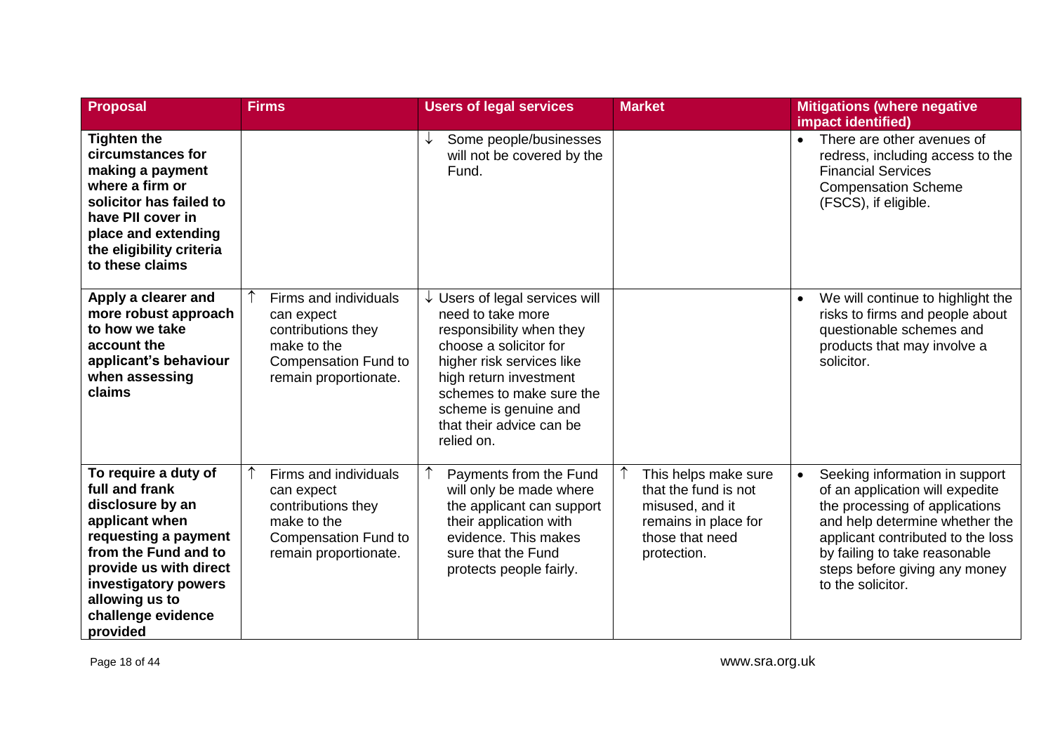| Proposal | Firms | Users of legal services | Market | Mitigations (where negative impact identified) |
|---|---|---|---|---|
| **Tighten the circumstances for making a payment where a firm or solicitor has failed to have PII cover in place and extending the eligibility criteria to these claims** | | ↓ Some people/businesses will not be covered by the Fund. | | • There are other avenues of redress, including access to the Financial Services Compensation Scheme (FSCS), if eligible. |
| **Apply a clearer and more robust approach to how we take account the applicant's behaviour when assessing claims** | ↑ Firms and individuals can expect contributions they make to the Compensation Fund to remain proportionate. | ↓ Users of legal services will need to take more responsibility when they choose a solicitor for higher risk services like high return investment schemes to make sure the scheme is genuine and that their advice can be relied on. | | • We will continue to highlight the risks to firms and people about questionable schemes and products that may involve a solicitor. |
| **To require a duty of full and frank disclosure by an applicant when requesting a payment from the Fund and to provide us with direct investigatory powers allowing us to challenge evidence provided** | ↑ Firms and individuals can expect contributions they make to the Compensation Fund to remain proportionate. | ↑ Payments from the Fund will only be made where the applicant can support their application with evidence. This makes sure that the Fund protects people fairly. | ↑ This helps make sure that the fund is not misused, and it remains in place for those that need protection. | • Seeking information in support of an application will expedite the processing of applications and help determine whether the applicant contributed to the loss by failing to take reasonable steps before giving any money to the solicitor. |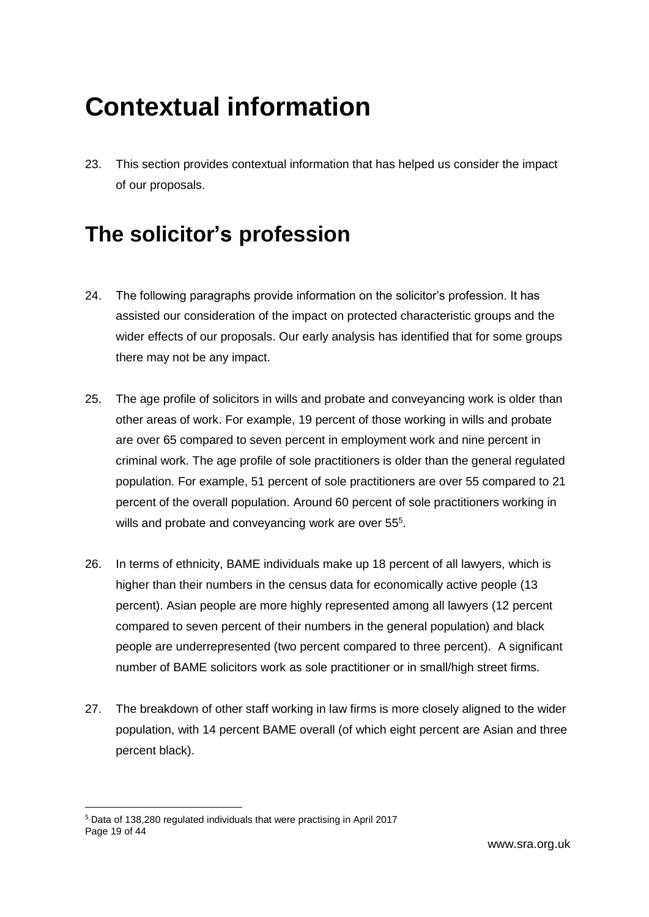# Contextual information

23. This section provides contextual information that has helped us consider the impact of our proposals.

## The solicitor's profession

24. The following paragraphs provide information on the solicitor's profession. It has assisted our consideration of the impact on protected characteristic groups and the wider effects of our proposals. Our early analysis has identified that for some groups there may not be any impact.

25. The age profile of solicitors in wills and probate and conveyancing work is older than other areas of work. For example, 19 percent of those working in wills and probate are over 65 compared to seven percent in employment work and nine percent in criminal work. The age profile of sole practitioners is older than the general regulated population. For example, 51 percent of sole practitioners are over 55 compared to 21 percent of the overall population. Around 60 percent of sole practitioners working in wills and probate and conveyancing work are over 55[5].

26. In terms of ethnicity, BAME individuals make up 18 percent of all lawyers, which is higher than their numbers in the census data for economically active people (13 percent). Asian people are more highly represented among all lawyers (12 percent compared to seven percent of their numbers in the general population) and black people are underrepresented (two percent compared to three percent). A significant number of BAME solicitors work as sole practitioner or in small/high street firms.

27. The breakdown of other staff working in law firms is more closely aligned to the wider population, with 14 percent BAME overall (of which eight percent are Asian and three percent black).

[5] Data of 138,280 regulated individuals that were practising in April 2017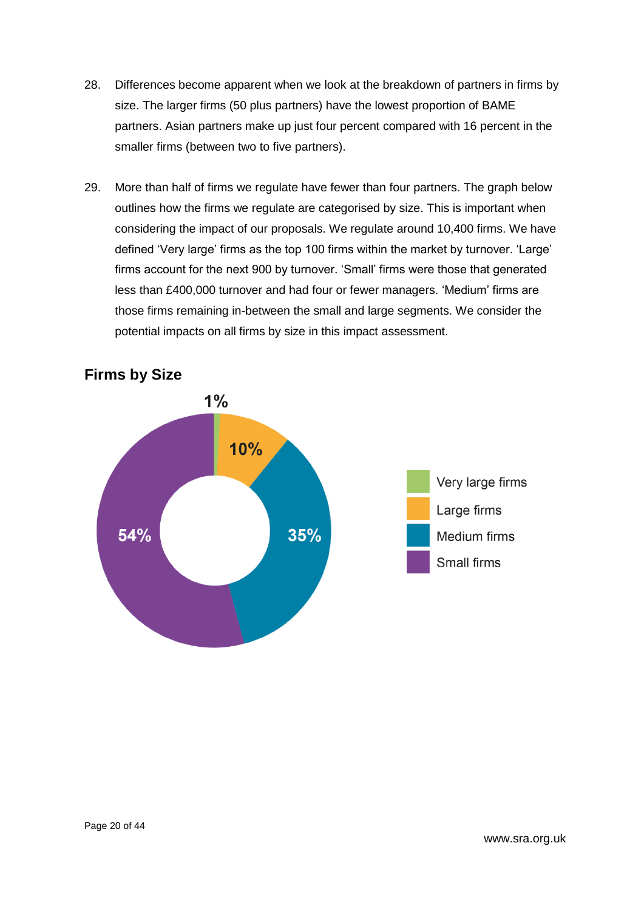28. Differences become apparent when we look at the breakdown of partners in firms by size. The larger firms (50 plus partners) have the lowest proportion of BAME partners. Asian partners make up just four percent compared with 16 percent in the smaller firms (between two to five partners).

29. More than half of firms we regulate have fewer than four partners. The graph below outlines how the firms we regulate are categorised by size. This is important when considering the impact of our proposals. We regulate around 10,400 firms. We have defined 'Very large' firms as the top 100 firms within the market by turnover. 'Large' firms account for the next 900 by turnover. 'Small' firms were those that generated less than £400,000 turnover and had four or fewer managers. 'Medium' firms are those firms remaining in-between the small and large segments. We consider the potential impacts on all firms by size in this impact assessment.

## Firms by Size

| Firm size | Percentage |
|---|---|
| Very large firms | 1% |
| Large firms | 10% |
| Medium firms | 35% |
| Small firms | 54% |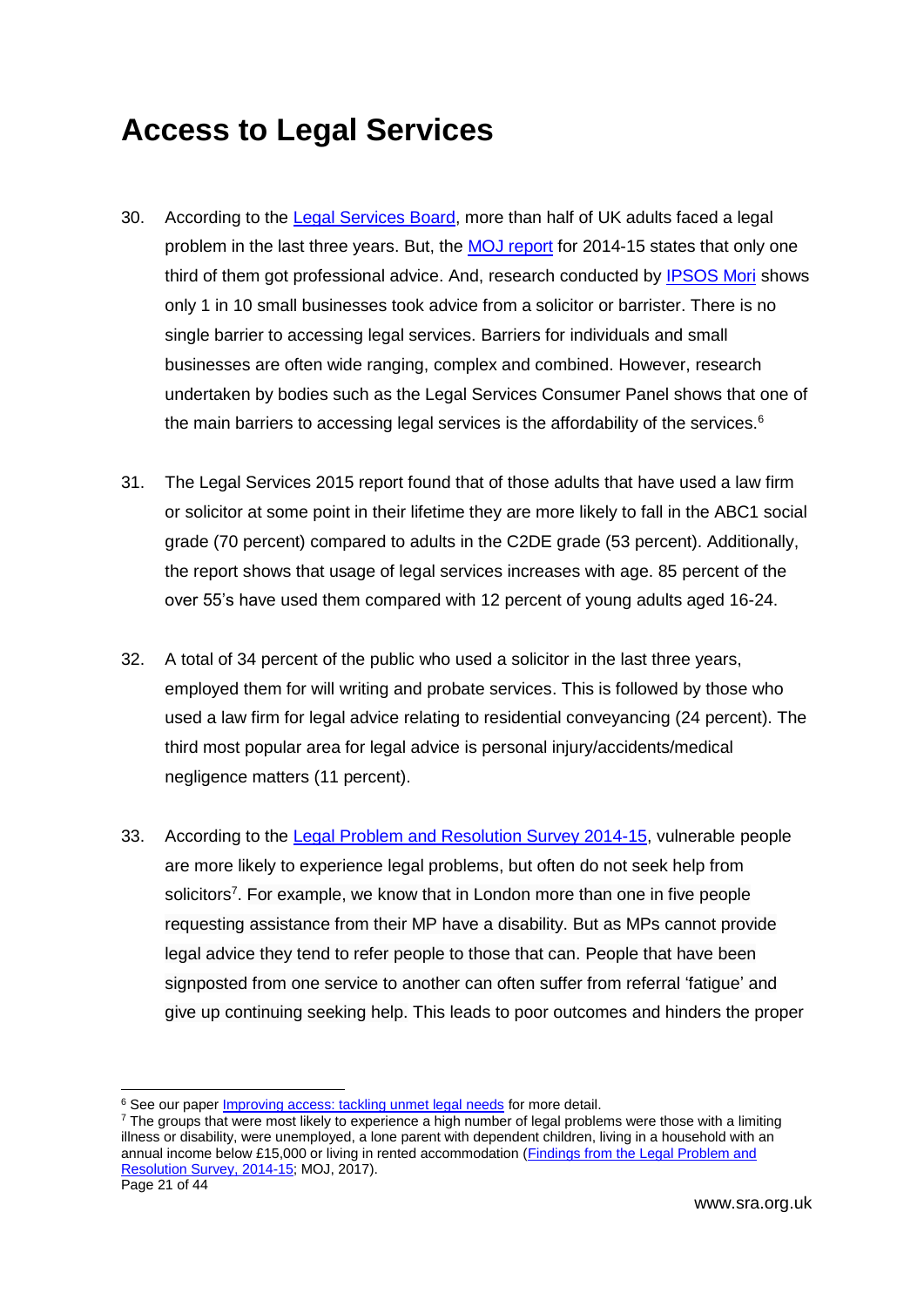# Access to Legal Services

30. According to the Legal Services Board, more than half of UK adults faced a legal problem in the last three years. But, the MOJ report for 2014-15 states that only one third of them got professional advice. And, research conducted by IPSOS Mori shows only 1 in 10 small businesses took advice from a solicitor or barrister. There is no single barrier to accessing legal services. Barriers for individuals and small businesses are often wide ranging, complex and combined. However, research undertaken by bodies such as the Legal Services Consumer Panel shows that one of the main barriers to accessing legal services is the affordability of the services.[6]

31. The Legal Services 2015 report found that of those adults that have used a law firm or solicitor at some point in their lifetime they are more likely to fall in the ABC1 social grade (70 percent) compared to adults in the C2DE grade (53 percent). Additionally, the report shows that usage of legal services increases with age. 85 percent of the over 55's have used them compared with 12 percent of young adults aged 16-24.

32. A total of 34 percent of the public who used a solicitor in the last three years, employed them for will writing and probate services. This is followed by those who used a law firm for legal advice relating to residential conveyancing (24 percent). The third most popular area for legal advice is personal injury/accidents/medical negligence matters (11 percent).

33. According to the Legal Problem and Resolution Survey 2014-15, vulnerable people are more likely to experience legal problems, but often do not seek help from solicitors[7]. For example, we know that in London more than one in five people requesting assistance from their MP have a disability. But as MPs cannot provide legal advice they tend to refer people to those that can. People that have been signposted from one service to another can often suffer from referral 'fatigue' and give up continuing seeking help. This leads to poor outcomes and hinders the proper

---

[6] See our paper Improving access: tackling unmet legal needs for more detail.

[7] The groups that were most likely to experience a high number of legal problems were those with a limiting illness or disability, were unemployed, a lone parent with dependent children, living in a household with an annual income below £15,000 or living in rented accommodation (Findings from the Legal Problem and Resolution Survey, 2014-15; MOJ, 2017).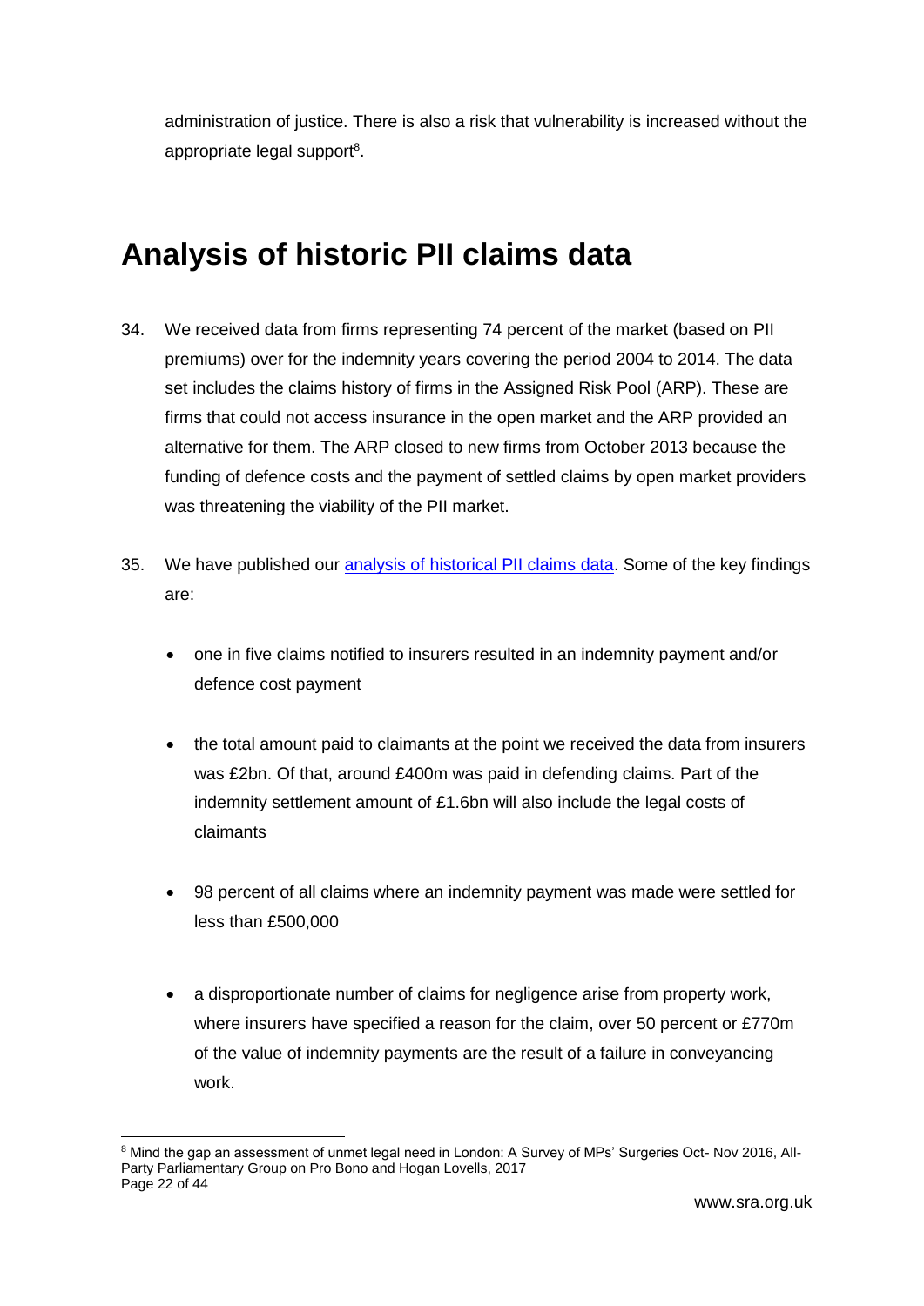administration of justice. There is also a risk that vulnerability is increased without the appropriate legal support[8].

# Analysis of historic PII claims data

34. We received data from firms representing 74 percent of the market (based on PII premiums) over for the indemnity years covering the period 2004 to 2014. The data set includes the claims history of firms in the Assigned Risk Pool (ARP). These are firms that could not access insurance in the open market and the ARP provided an alternative for them. The ARP closed to new firms from October 2013 because the funding of defence costs and the payment of settled claims by open market providers was threatening the viability of the PII market.

35. We have published our [analysis of historical PII claims data](). Some of the key findings are:

    - one in five claims notified to insurers resulted in an indemnity payment and/or defence cost payment

    - the total amount paid to claimants at the point we received the data from insurers was £2bn. Of that, around £400m was paid in defending claims. Part of the indemnity settlement amount of £1.6bn will also include the legal costs of claimants

    - 98 percent of all claims where an indemnity payment was made were settled for less than £500,000

    - a disproportionate number of claims for negligence arise from property work, where insurers have specified a reason for the claim, over 50 percent or £770m of the value of indemnity payments are the result of a failure in conveyancing work.

[8] Mind the gap an assessment of unmet legal need in London: A Survey of MPs' Surgeries Oct- Nov 2016, All-Party Parliamentary Group on Pro Bono and Hogan Lovells, 2017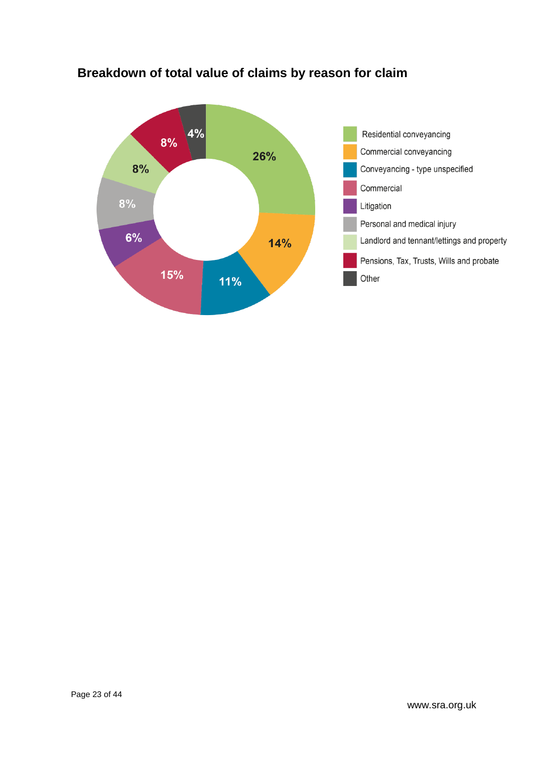## Breakdown of total value of claims by reason for claim

| Reason for claim | Percentage |
|---|---|
| Residential conveyancing | 26% |
| Commercial conveyancing | 14% |
| Conveyancing - type unspecified | 11% |
| Commercial | 15% |
| Litigation | 6% |
| Personal and medical injury | 8% |
| Landlord and tennant/lettings and property | 8% |
| Pensions, Tax, Trusts, Wills and probate | 8% |
| Other | 4% |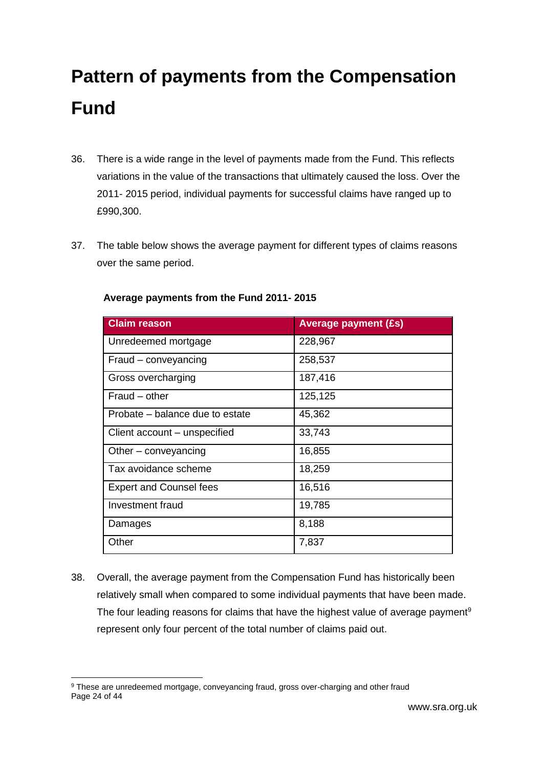# Pattern of payments from the Compensation Fund

36. There is a wide range in the level of payments made from the Fund. This reflects variations in the value of the transactions that ultimately caused the loss. Over the 2011- 2015 period, individual payments for successful claims have ranged up to £990,300.

37. The table below shows the average payment for different types of claims reasons over the same period.

**Average payments from the Fund 2011- 2015**

| Claim reason | Average payment (£s) |
|---|---|
| Unredeemed mortgage | 228,967 |
| Fraud – conveyancing | 258,537 |
| Gross overcharging | 187,416 |
| Fraud – other | 125,125 |
| Probate – balance due to estate | 45,362 |
| Client account – unspecified | 33,743 |
| Other – conveyancing | 16,855 |
| Tax avoidance scheme | 18,259 |
| Expert and Counsel fees | 16,516 |
| Investment fraud | 19,785 |
| Damages | 8,188 |
| Other | 7,837 |

38. Overall, the average payment from the Compensation Fund has historically been relatively small when compared to some individual payments that have been made. The four leading reasons for claims that have the highest value of average payment[9] represent only four percent of the total number of claims paid out.

[9] These are unredeemed mortgage, conveyancing fraud, gross over-charging and other fraud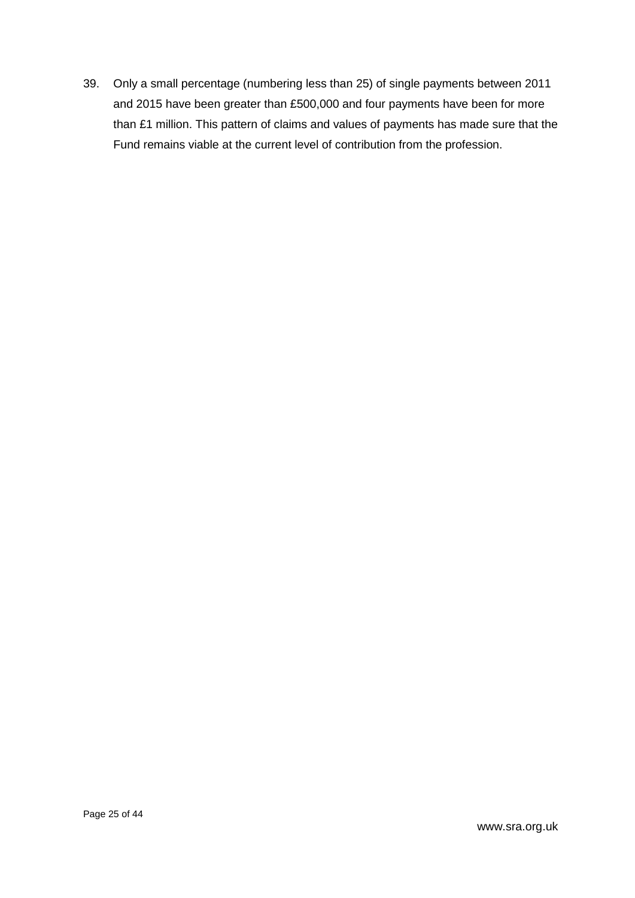39. Only a small percentage (numbering less than 25) of single payments between 2011 and 2015 have been greater than £500,000 and four payments have been for more than £1 million. This pattern of claims and values of payments has made sure that the Fund remains viable at the current level of contribution from the profession.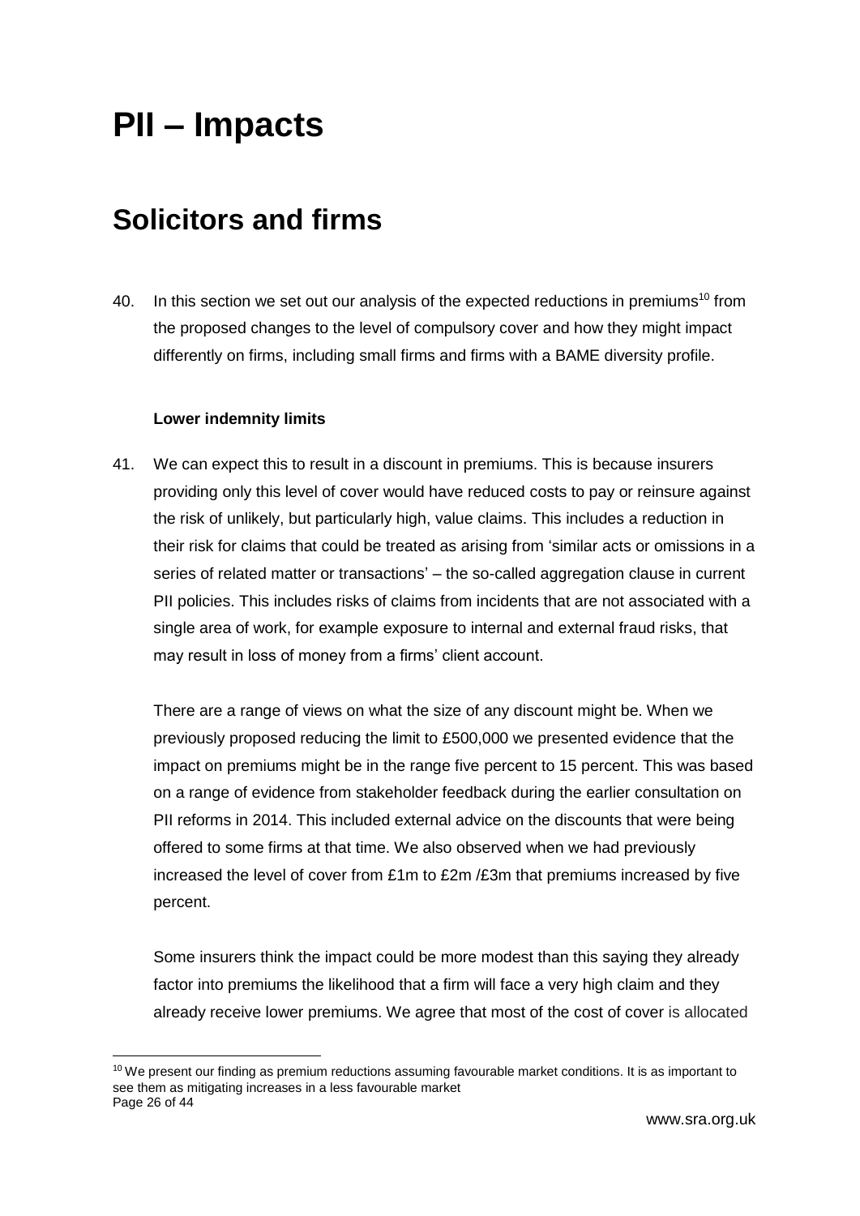# PII – Impacts

## Solicitors and firms

40. In this section we set out our analysis of the expected reductions in premiums[10] from the proposed changes to the level of compulsory cover and how they might impact differently on firms, including small firms and firms with a BAME diversity profile.

**Lower indemnity limits**

41. We can expect this to result in a discount in premiums. This is because insurers providing only this level of cover would have reduced costs to pay or reinsure against the risk of unlikely, but particularly high, value claims. This includes a reduction in their risk for claims that could be treated as arising from 'similar acts or omissions in a series of related matter or transactions' – the so-called aggregation clause in current PII policies. This includes risks of claims from incidents that are not associated with a single area of work, for example exposure to internal and external fraud risks, that may result in loss of money from a firms' client account.

    There are a range of views on what the size of any discount might be. When we previously proposed reducing the limit to £500,000 we presented evidence that the impact on premiums might be in the range five percent to 15 percent. This was based on a range of evidence from stakeholder feedback during the earlier consultation on PII reforms in 2014. This included external advice on the discounts that were being offered to some firms at that time. We also observed when we had previously increased the level of cover from £1m to £2m /£3m that premiums increased by five percent.

    Some insurers think the impact could be more modest than this saying they already factor into premiums the likelihood that a firm will face a very high claim and they already receive lower premiums. We agree that most of the cost of cover is allocated

[10] We present our finding as premium reductions assuming favourable market conditions. It is as important to see them as mitigating increases in a less favourable market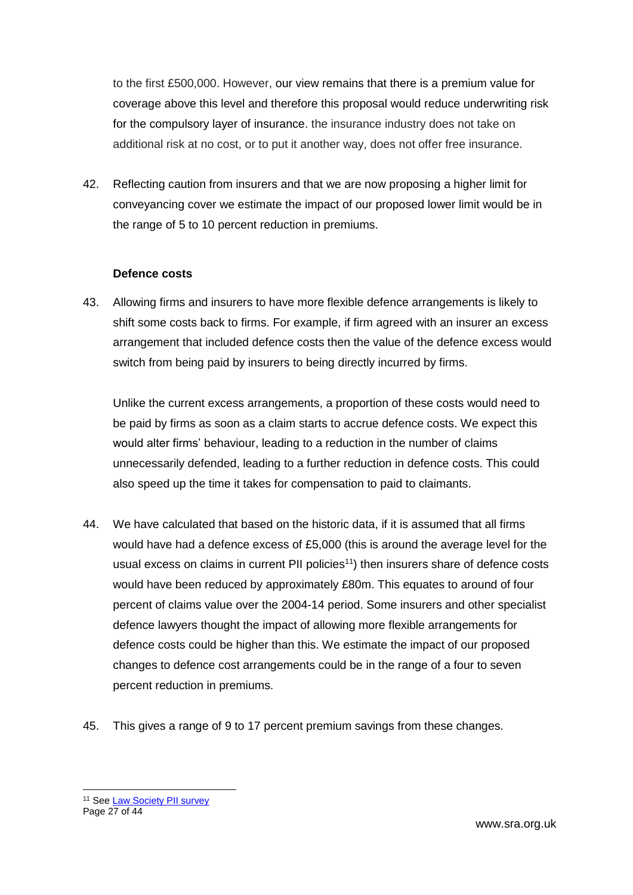to the first £500,000. However, our view remains that there is a premium value for coverage above this level and therefore this proposal would reduce underwriting risk for the compulsory layer of insurance. the insurance industry does not take on additional risk at no cost, or to put it another way, does not offer free insurance.

42. Reflecting caution from insurers and that we are now proposing a higher limit for conveyancing cover we estimate the impact of our proposed lower limit would be in the range of 5 to 10 percent reduction in premiums.

**Defence costs**

43. Allowing firms and insurers to have more flexible defence arrangements is likely to shift some costs back to firms. For example, if firm agreed with an insurer an excess arrangement that included defence costs then the value of the defence excess would switch from being paid by insurers to being directly incurred by firms.

    Unlike the current excess arrangements, a proportion of these costs would need to be paid by firms as soon as a claim starts to accrue defence costs. We expect this would alter firms' behaviour, leading to a reduction in the number of claims unnecessarily defended, leading to a further reduction in defence costs. This could also speed up the time it takes for compensation to paid to claimants.

44. We have calculated that based on the historic data, if it is assumed that all firms would have had a defence excess of £5,000 (this is around the average level for the usual excess on claims in current PII policies[11]) then insurers share of defence costs would have been reduced by approximately £80m. This equates to around of four percent of claims value over the 2004-14 period. Some insurers and other specialist defence lawyers thought the impact of allowing more flexible arrangements for defence costs could be higher than this. We estimate the impact of our proposed changes to defence cost arrangements could be in the range of a four to seven percent reduction in premiums.

45. This gives a range of 9 to 17 percent premium savings from these changes.

[11] See Law Society PII survey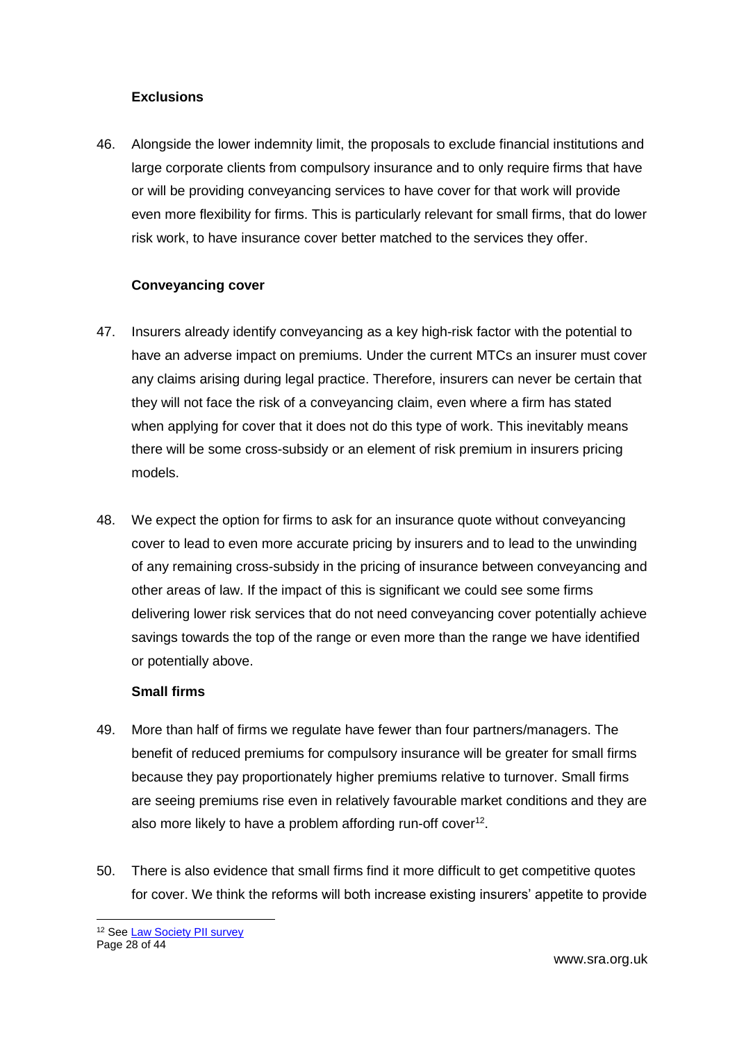**Exclusions**

46. Alongside the lower indemnity limit, the proposals to exclude financial institutions and large corporate clients from compulsory insurance and to only require firms that have or will be providing conveyancing services to have cover for that work will provide even more flexibility for firms. This is particularly relevant for small firms, that do lower risk work, to have insurance cover better matched to the services they offer.

**Conveyancing cover**

47. Insurers already identify conveyancing as a key high-risk factor with the potential to have an adverse impact on premiums. Under the current MTCs an insurer must cover any claims arising during legal practice. Therefore, insurers can never be certain that they will not face the risk of a conveyancing claim, even where a firm has stated when applying for cover that it does not do this type of work. This inevitably means there will be some cross-subsidy or an element of risk premium in insurers pricing models.

48. We expect the option for firms to ask for an insurance quote without conveyancing cover to lead to even more accurate pricing by insurers and to lead to the unwinding of any remaining cross-subsidy in the pricing of insurance between conveyancing and other areas of law. If the impact of this is significant we could see some firms delivering lower risk services that do not need conveyancing cover potentially achieve savings towards the top of the range or even more than the range we have identified or potentially above.

**Small firms**

49. More than half of firms we regulate have fewer than four partners/managers. The benefit of reduced premiums for compulsory insurance will be greater for small firms because they pay proportionately higher premiums relative to turnover. Small firms are seeing premiums rise even in relatively favourable market conditions and they are also more likely to have a problem affording run-off cover[12].

50. There is also evidence that small firms find it more difficult to get competitive quotes for cover. We think the reforms will both increase existing insurers' appetite to provide

[12] See Law Society PII survey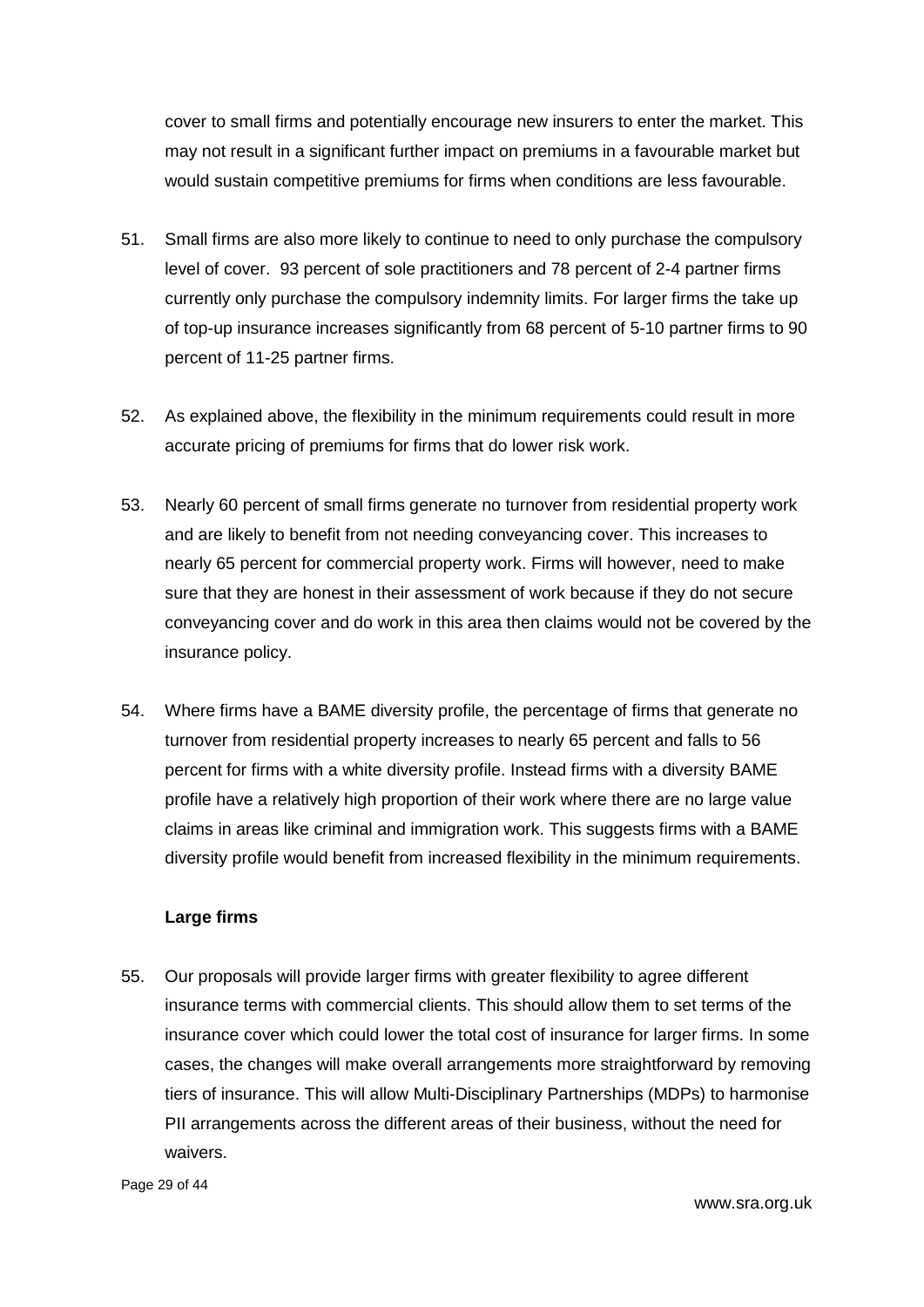cover to small firms and potentially encourage new insurers to enter the market. This may not result in a significant further impact on premiums in a favourable market but would sustain competitive premiums for firms when conditions are less favourable.

51. Small firms are also more likely to continue to need to only purchase the compulsory level of cover. 93 percent of sole practitioners and 78 percent of 2-4 partner firms currently only purchase the compulsory indemnity limits. For larger firms the take up of top-up insurance increases significantly from 68 percent of 5-10 partner firms to 90 percent of 11-25 partner firms.

52. As explained above, the flexibility in the minimum requirements could result in more accurate pricing of premiums for firms that do lower risk work.

53. Nearly 60 percent of small firms generate no turnover from residential property work and are likely to benefit from not needing conveyancing cover. This increases to nearly 65 percent for commercial property work. Firms will however, need to make sure that they are honest in their assessment of work because if they do not secure conveyancing cover and do work in this area then claims would not be covered by the insurance policy.

54. Where firms have a BAME diversity profile, the percentage of firms that generate no turnover from residential property increases to nearly 65 percent and falls to 56 percent for firms with a white diversity profile. Instead firms with a diversity BAME profile have a relatively high proportion of their work where there are no large value claims in areas like criminal and immigration work. This suggests firms with a BAME diversity profile would benefit from increased flexibility in the minimum requirements.

**Large firms**

55. Our proposals will provide larger firms with greater flexibility to agree different insurance terms with commercial clients. This should allow them to set terms of the insurance cover which could lower the total cost of insurance for larger firms. In some cases, the changes will make overall arrangements more straightforward by removing tiers of insurance. This will allow Multi-Disciplinary Partnerships (MDPs) to harmonise PII arrangements across the different areas of their business, without the need for waivers.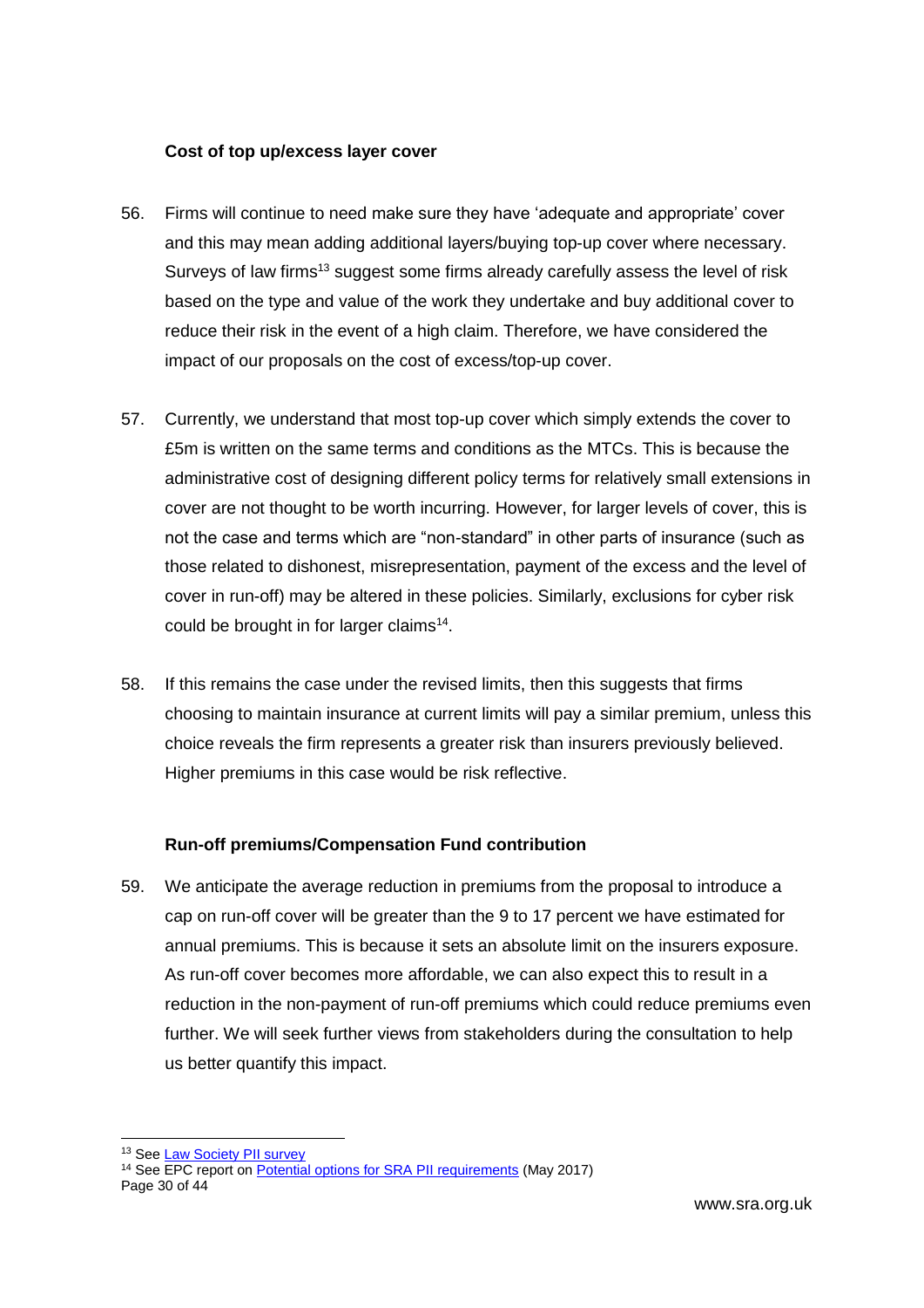### Cost of top up/excess layer cover

56. Firms will continue to need make sure they have 'adequate and appropriate' cover and this may mean adding additional layers/buying top-up cover where necessary. Surveys of law firms[13] suggest some firms already carefully assess the level of risk based on the type and value of the work they undertake and buy additional cover to reduce their risk in the event of a high claim. Therefore, we have considered the impact of our proposals on the cost of excess/top-up cover.

57. Currently, we understand that most top-up cover which simply extends the cover to £5m is written on the same terms and conditions as the MTCs. This is because the administrative cost of designing different policy terms for relatively small extensions in cover are not thought to be worth incurring. However, for larger levels of cover, this is not the case and terms which are "non-standard" in other parts of insurance (such as those related to dishonest, misrepresentation, payment of the excess and the level of cover in run-off) may be altered in these policies. Similarly, exclusions for cyber risk could be brought in for larger claims[14].

58. If this remains the case under the revised limits, then this suggests that firms choosing to maintain insurance at current limits will pay a similar premium, unless this choice reveals the firm represents a greater risk than insurers previously believed. Higher premiums in this case would be risk reflective.

### Run-off premiums/Compensation Fund contribution

59. We anticipate the average reduction in premiums from the proposal to introduce a cap on run-off cover will be greater than the 9 to 17 percent we have estimated for annual premiums. This is because it sets an absolute limit on the insurers exposure. As run-off cover becomes more affordable, we can also expect this to result in a reduction in the non-payment of run-off premiums which could reduce premiums even further. We will seek further views from stakeholders during the consultation to help us better quantify this impact.

---

[13] See Law Society PII survey

[14] See EPC report on Potential options for SRA PII requirements (May 2017)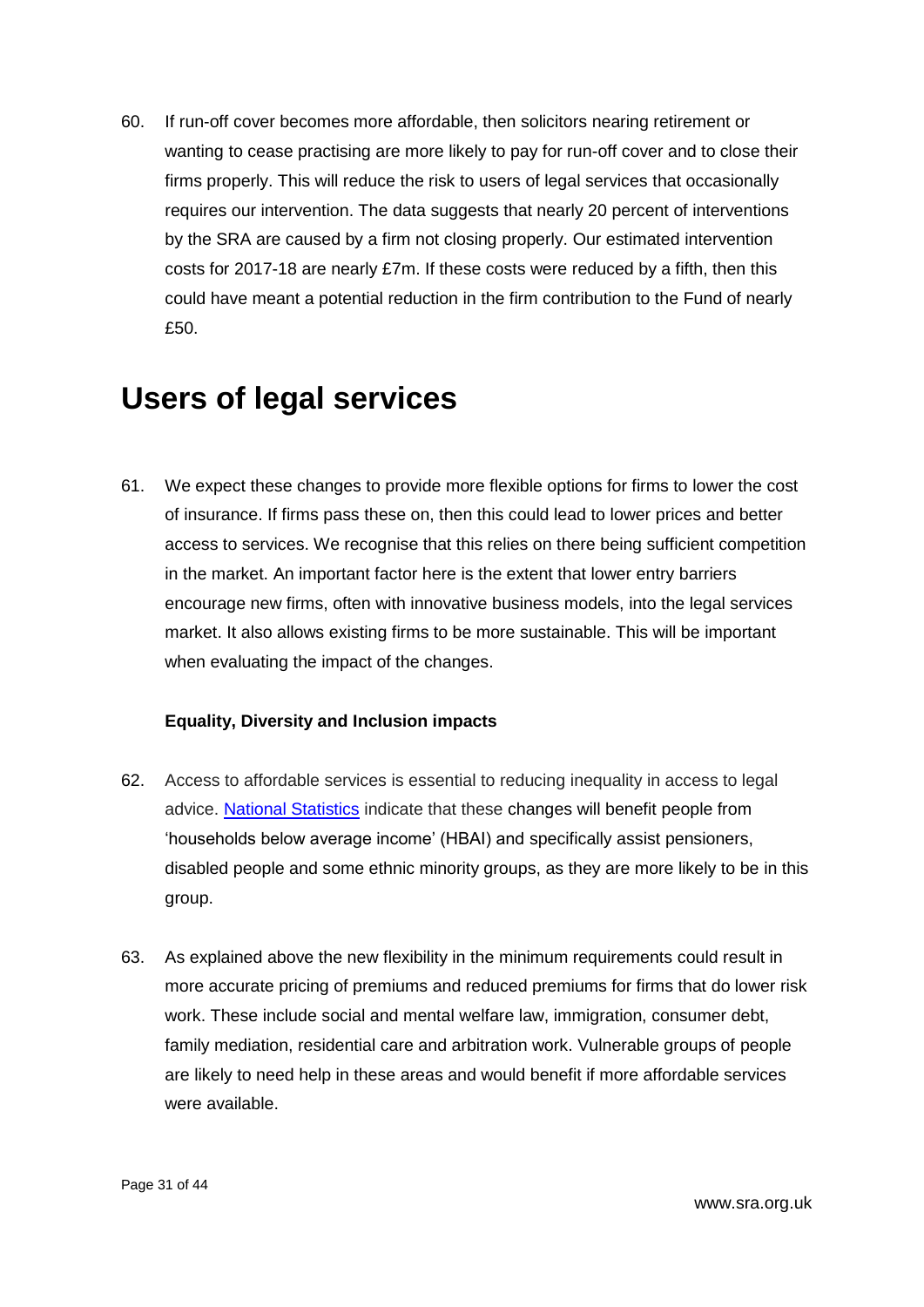60. If run-off cover becomes more affordable, then solicitors nearing retirement or wanting to cease practising are more likely to pay for run-off cover and to close their firms properly. This will reduce the risk to users of legal services that occasionally requires our intervention. The data suggests that nearly 20 percent of interventions by the SRA are caused by a firm not closing properly. Our estimated intervention costs for 2017-18 are nearly £7m. If these costs were reduced by a fifth, then this could have meant a potential reduction in the firm contribution to the Fund of nearly £50.

# Users of legal services

61. We expect these changes to provide more flexible options for firms to lower the cost of insurance. If firms pass these on, then this could lead to lower prices and better access to services. We recognise that this relies on there being sufficient competition in the market. An important factor here is the extent that lower entry barriers encourage new firms, often with innovative business models, into the legal services market. It also allows existing firms to be more sustainable. This will be important when evaluating the impact of the changes.

**Equality, Diversity and Inclusion impacts**

62. Access to affordable services is essential to reducing inequality in access to legal advice. National Statistics indicate that these changes will benefit people from 'households below average income' (HBAI) and specifically assist pensioners, disabled people and some ethnic minority groups, as they are more likely to be in this group.

63. As explained above the new flexibility in the minimum requirements could result in more accurate pricing of premiums and reduced premiums for firms that do lower risk work. These include social and mental welfare law, immigration, consumer debt, family mediation, residential care and arbitration work. Vulnerable groups of people are likely to need help in these areas and would benefit if more affordable services were available.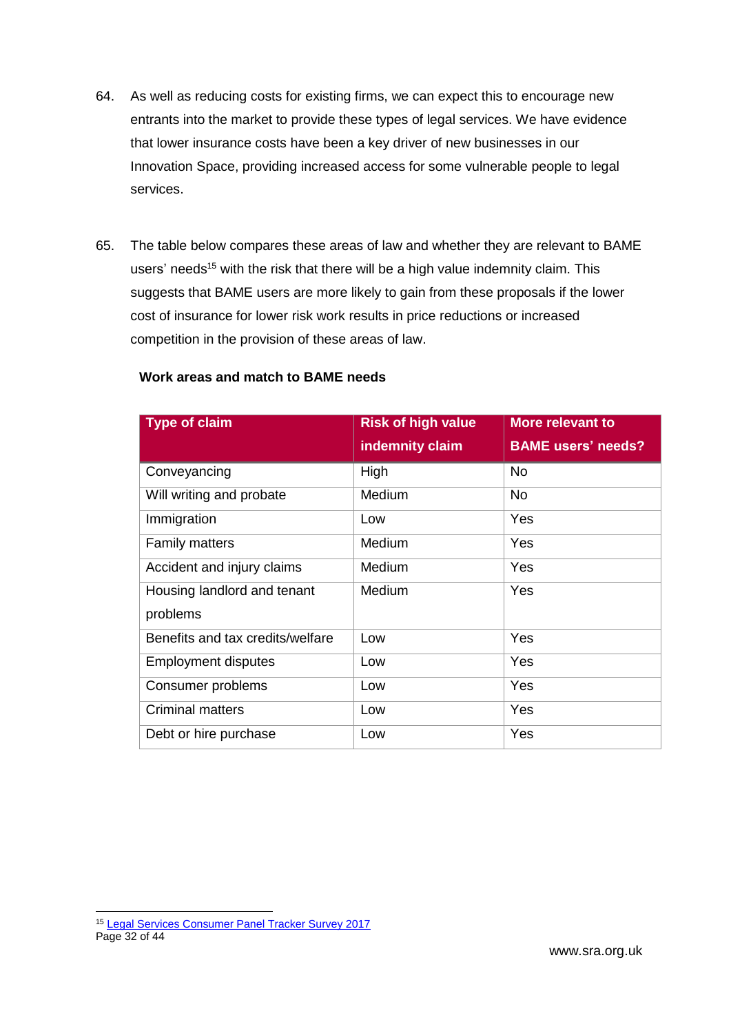64. As well as reducing costs for existing firms, we can expect this to encourage new entrants into the market to provide these types of legal services. We have evidence that lower insurance costs have been a key driver of new businesses in our Innovation Space, providing increased access for some vulnerable people to legal services.

65. The table below compares these areas of law and whether they are relevant to BAME users' needs[15] with the risk that there will be a high value indemnity claim. This suggests that BAME users are more likely to gain from these proposals if the lower cost of insurance for lower risk work results in price reductions or increased competition in the provision of these areas of law.

**Work areas and match to BAME needs**

| Type of claim | Risk of high value indemnity claim | More relevant to BAME users' needs? |
|---|---|---|
| Conveyancing | High | No |
| Will writing and probate | Medium | No |
| Immigration | Low | Yes |
| Family matters | Medium | Yes |
| Accident and injury claims | Medium | Yes |
| Housing landlord and tenant problems | Medium | Yes |
| Benefits and tax credits/welfare | Low | Yes |
| Employment disputes | Low | Yes |
| Consumer problems | Low | Yes |
| Criminal matters | Low | Yes |
| Debt or hire purchase | Low | Yes |

[15] Legal Services Consumer Panel Tracker Survey 2017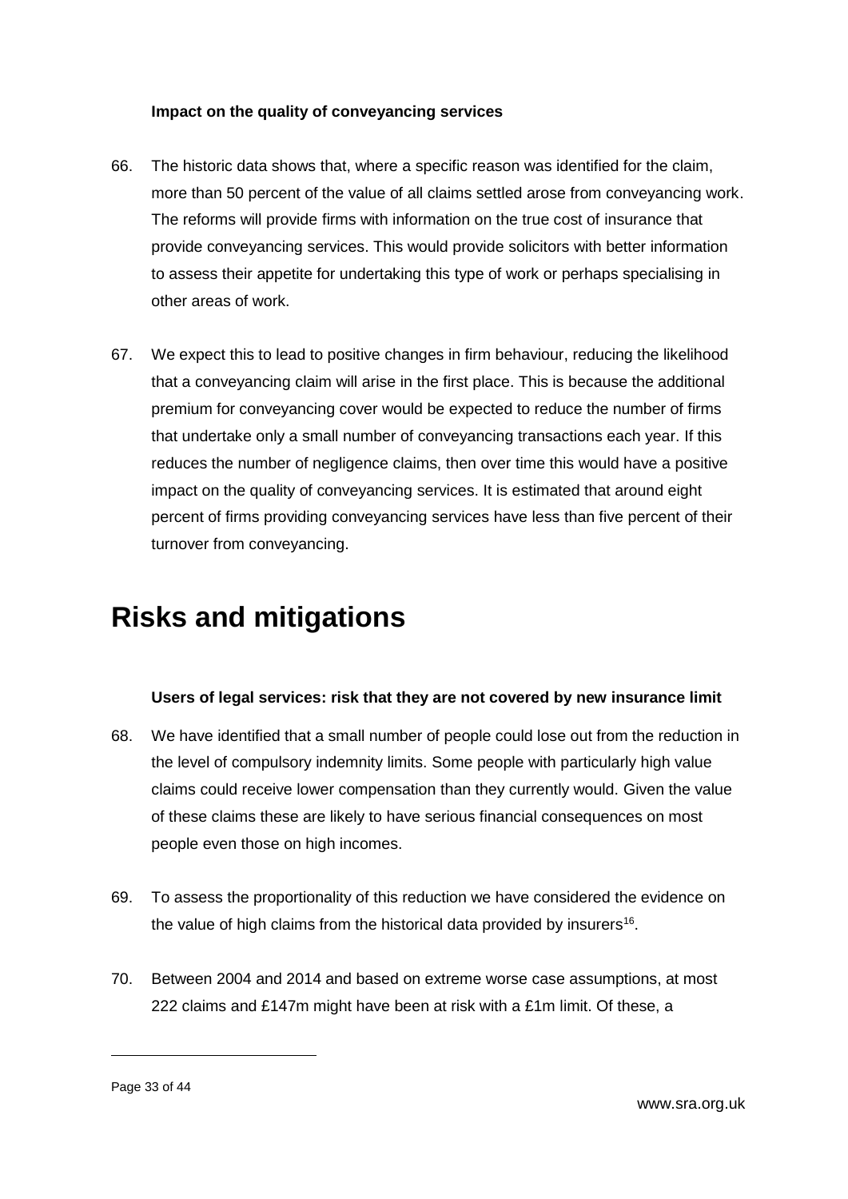### Impact on the quality of conveyancing services

66. The historic data shows that, where a specific reason was identified for the claim, more than 50 percent of the value of all claims settled arose from conveyancing work. The reforms will provide firms with information on the true cost of insurance that provide conveyancing services. This would provide solicitors with better information to assess their appetite for undertaking this type of work or perhaps specialising in other areas of work.

67. We expect this to lead to positive changes in firm behaviour, reducing the likelihood that a conveyancing claim will arise in the first place. This is because the additional premium for conveyancing cover would be expected to reduce the number of firms that undertake only a small number of conveyancing transactions each year. If this reduces the number of negligence claims, then over time this would have a positive impact on the quality of conveyancing services. It is estimated that around eight percent of firms providing conveyancing services have less than five percent of their turnover from conveyancing.

# Risks and mitigations

### Users of legal services: risk that they are not covered by new insurance limit

68. We have identified that a small number of people could lose out from the reduction in the level of compulsory indemnity limits. Some people with particularly high value claims could receive lower compensation than they currently would. Given the value of these claims these are likely to have serious financial consequences on most people even those on high incomes.

69. To assess the proportionality of this reduction we have considered the evidence on the value of high claims from the historical data provided by insurers[16].

70. Between 2004 and 2014 and based on extreme worse case assumptions, at most 222 claims and £147m might have been at risk with a £1m limit. Of these, a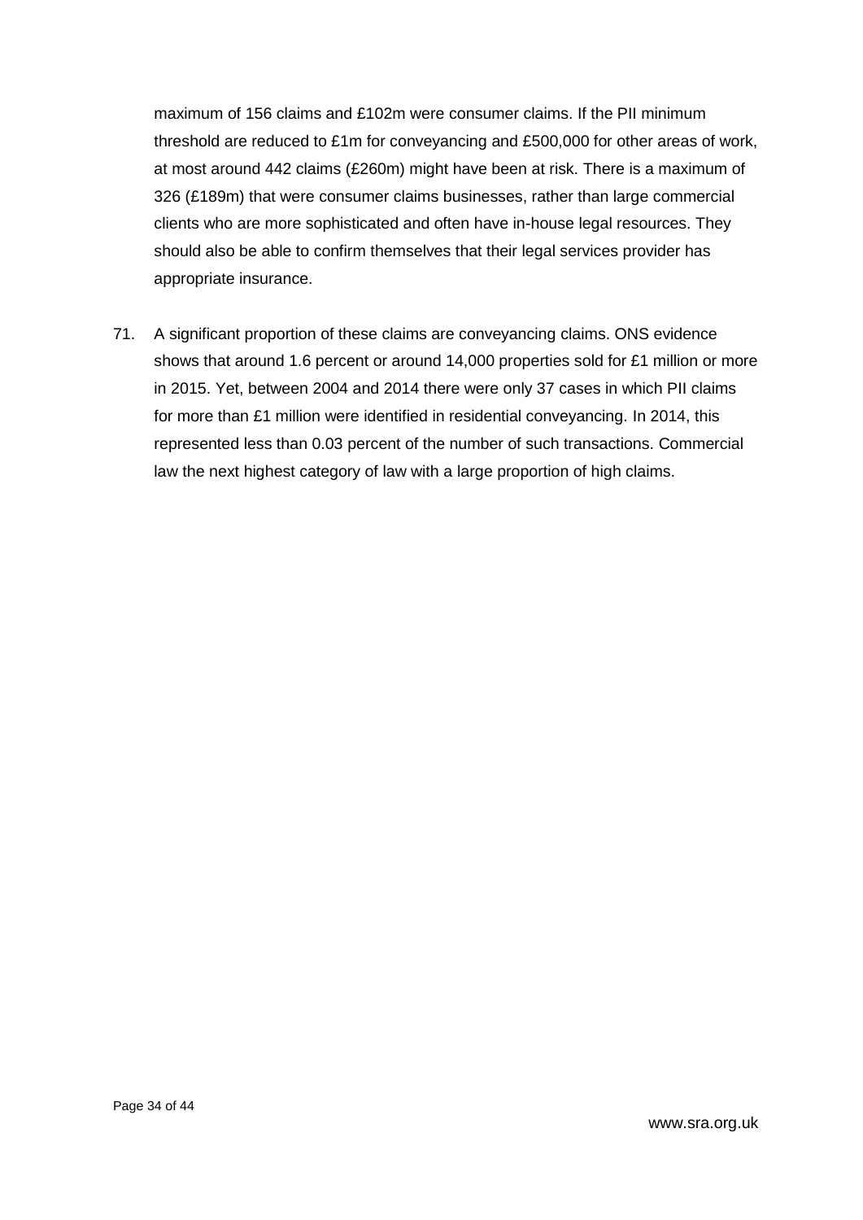maximum of 156 claims and £102m were consumer claims. If the PII minimum threshold are reduced to £1m for conveyancing and £500,000 for other areas of work, at most around 442 claims (£260m) might have been at risk. There is a maximum of 326 (£189m) that were consumer claims businesses, rather than large commercial clients who are more sophisticated and often have in-house legal resources. They should also be able to confirm themselves that their legal services provider has appropriate insurance.

71. A significant proportion of these claims are conveyancing claims. ONS evidence shows that around 1.6 percent or around 14,000 properties sold for £1 million or more in 2015. Yet, between 2004 and 2014 there were only 37 cases in which PII claims for more than £1 million were identified in residential conveyancing. In 2014, this represented less than 0.03 percent of the number of such transactions. Commercial law the next highest category of law with a large proportion of high claims.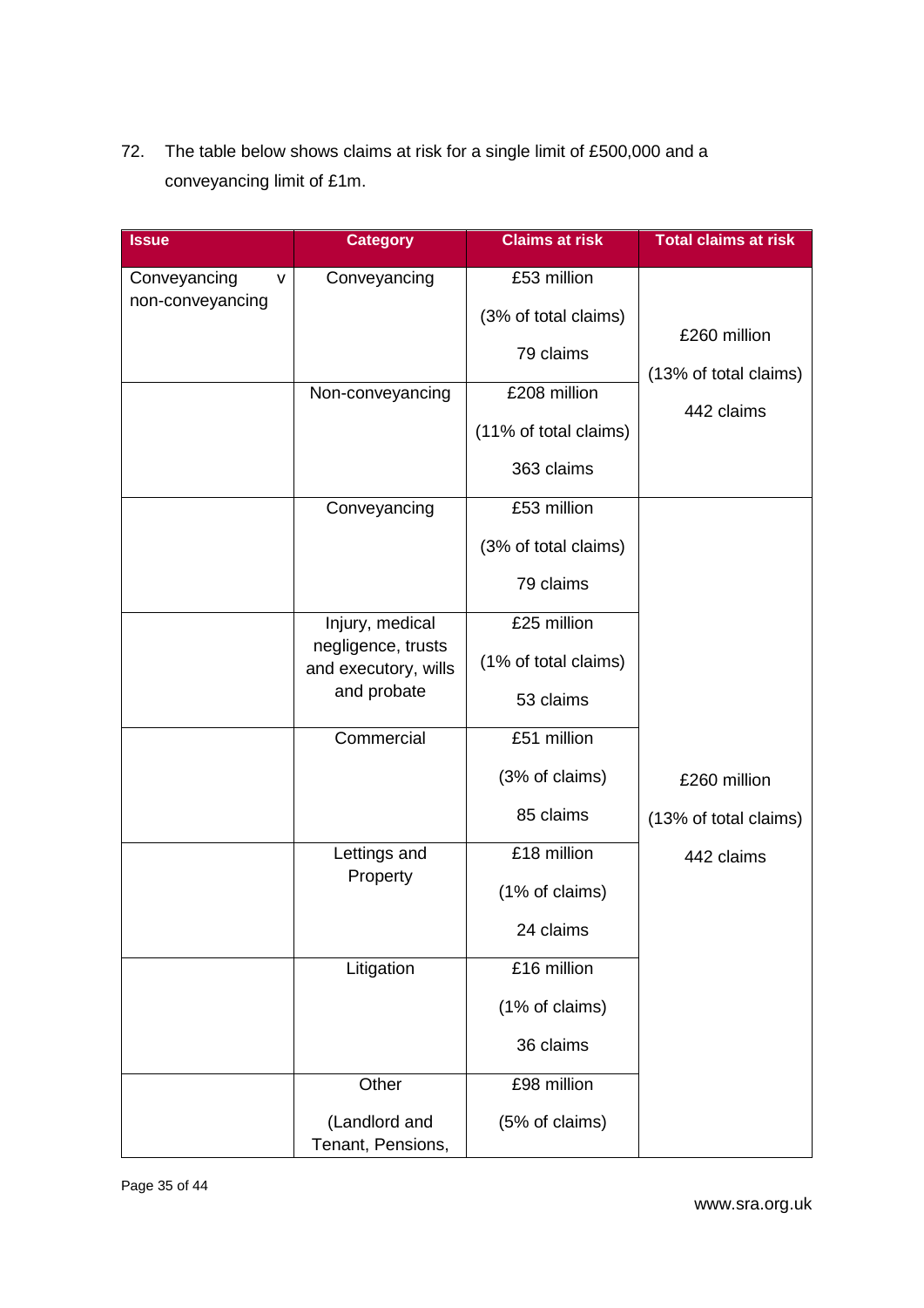72. The table below shows claims at risk for a single limit of £500,000 and a conveyancing limit of £1m.

| Issue | Category | Claims at risk | Total claims at risk |
|---|---|---|---|
| Conveyancing v non-conveyancing | Conveyancing | £53 million (3% of total claims) 79 claims | £260 million (13% of total claims) 442 claims |
| | Non-conveyancing | £208 million (11% of total claims) 363 claims | |
| | Conveyancing | £53 million (3% of total claims) 79 claims | £260 million (13% of total claims) 442 claims |
| | Injury, medical negligence, trusts and executory, wills and probate | £25 million (1% of total claims) 53 claims | |
| | Commercial | £51 million (3% of claims) 85 claims | |
| | Lettings and Property | £18 million (1% of claims) 24 claims | |
| | Litigation | £16 million (1% of claims) 36 claims | |
| | Other (Landlord and Tenant, Pensions, | £98 million (5% of claims) | |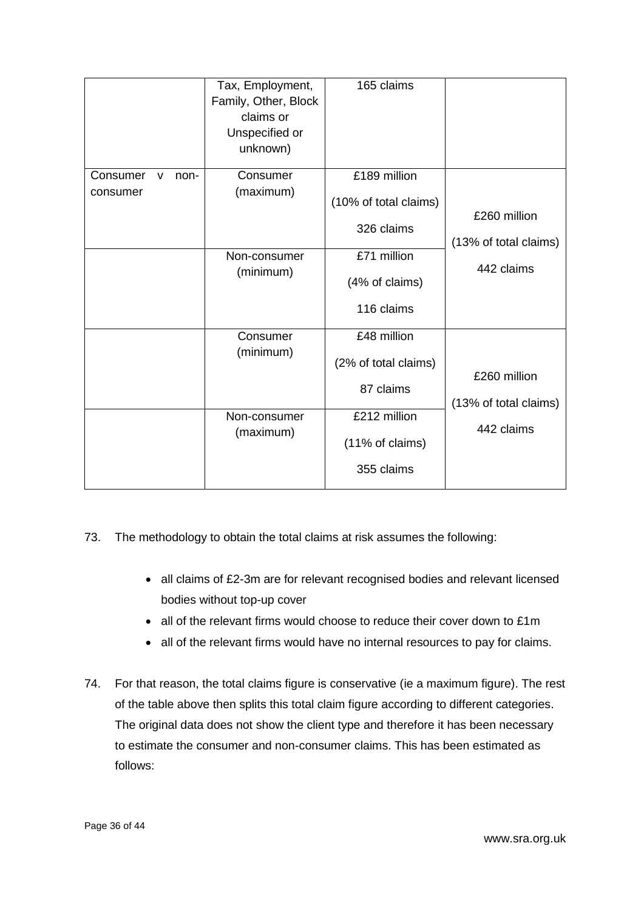| | | | |
|---|---|---|---|
| | Tax, Employment, Family, Other, Block claims or Unspecified or unknown) | 165 claims | |
| Consumer v non-consumer | Consumer (maximum) | £189 million (10% of total claims) 326 claims | £260 million (13% of total claims) 442 claims |
| | Non-consumer (minimum) | £71 million (4% of claims) 116 claims | |
| | Consumer (minimum) | £48 million (2% of total claims) 87 claims | £260 million (13% of total claims) 442 claims |
| | Non-consumer (maximum) | £212 million (11% of claims) 355 claims | |

73. The methodology to obtain the total claims at risk assumes the following:

- all claims of £2-3m are for relevant recognised bodies and relevant licensed bodies without top-up cover
- all of the relevant firms would choose to reduce their cover down to £1m
- all of the relevant firms would have no internal resources to pay for claims.

74. For that reason, the total claims figure is conservative (ie a maximum figure). The rest of the table above then splits this total claim figure according to different categories. The original data does not show the client type and therefore it has been necessary to estimate the consumer and non-consumer claims. This has been estimated as follows: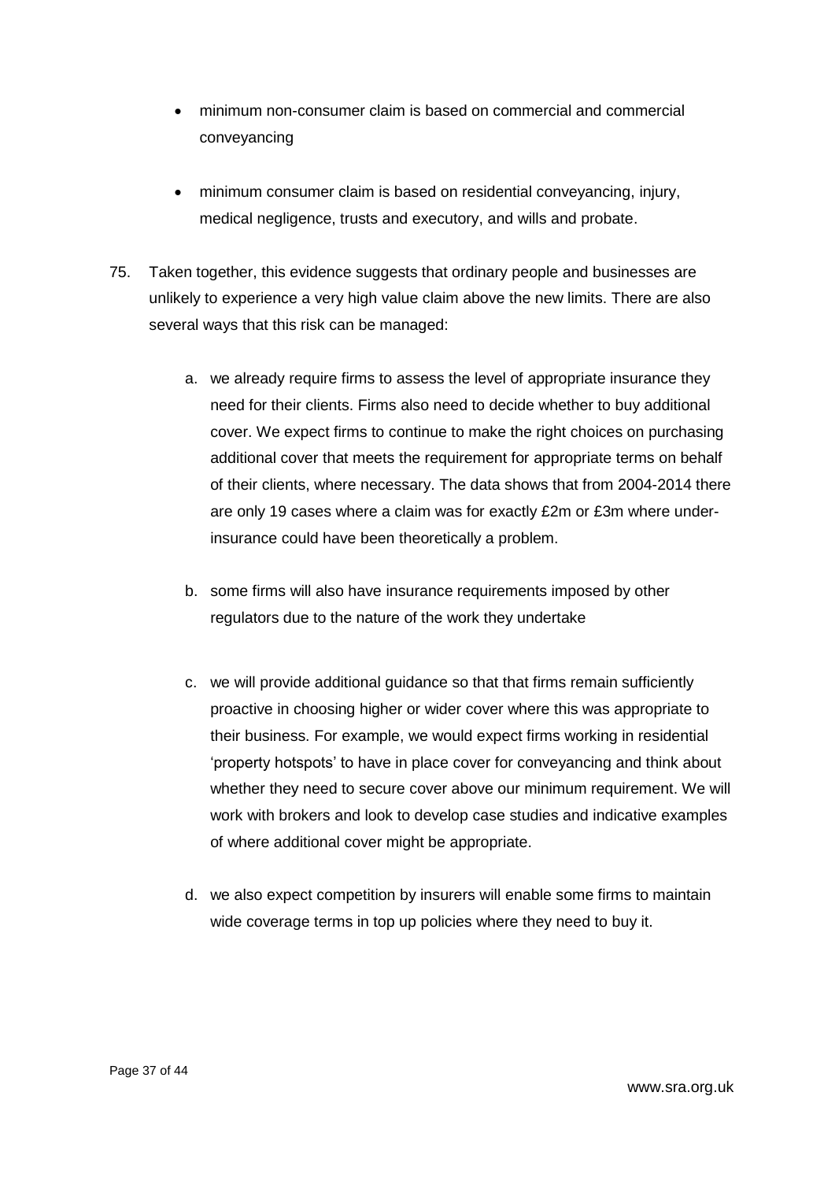- minimum non-consumer claim is based on commercial and commercial conveyancing
- minimum consumer claim is based on residential conveyancing, injury, medical negligence, trusts and executory, and wills and probate.

75. Taken together, this evidence suggests that ordinary people and businesses are unlikely to experience a very high value claim above the new limits. There are also several ways that this risk can be managed:

    a. we already require firms to assess the level of appropriate insurance they need for their clients. Firms also need to decide whether to buy additional cover. We expect firms to continue to make the right choices on purchasing additional cover that meets the requirement for appropriate terms on behalf of their clients, where necessary. The data shows that from 2004-2014 there are only 19 cases where a claim was for exactly £2m or £3m where under-insurance could have been theoretically a problem.

    b. some firms will also have insurance requirements imposed by other regulators due to the nature of the work they undertake

    c. we will provide additional guidance so that that firms remain sufficiently proactive in choosing higher or wider cover where this was appropriate to their business. For example, we would expect firms working in residential 'property hotspots' to have in place cover for conveyancing and think about whether they need to secure cover above our minimum requirement. We will work with brokers and look to develop case studies and indicative examples of where additional cover might be appropriate.

    d. we also expect competition by insurers will enable some firms to maintain wide coverage terms in top up policies where they need to buy it.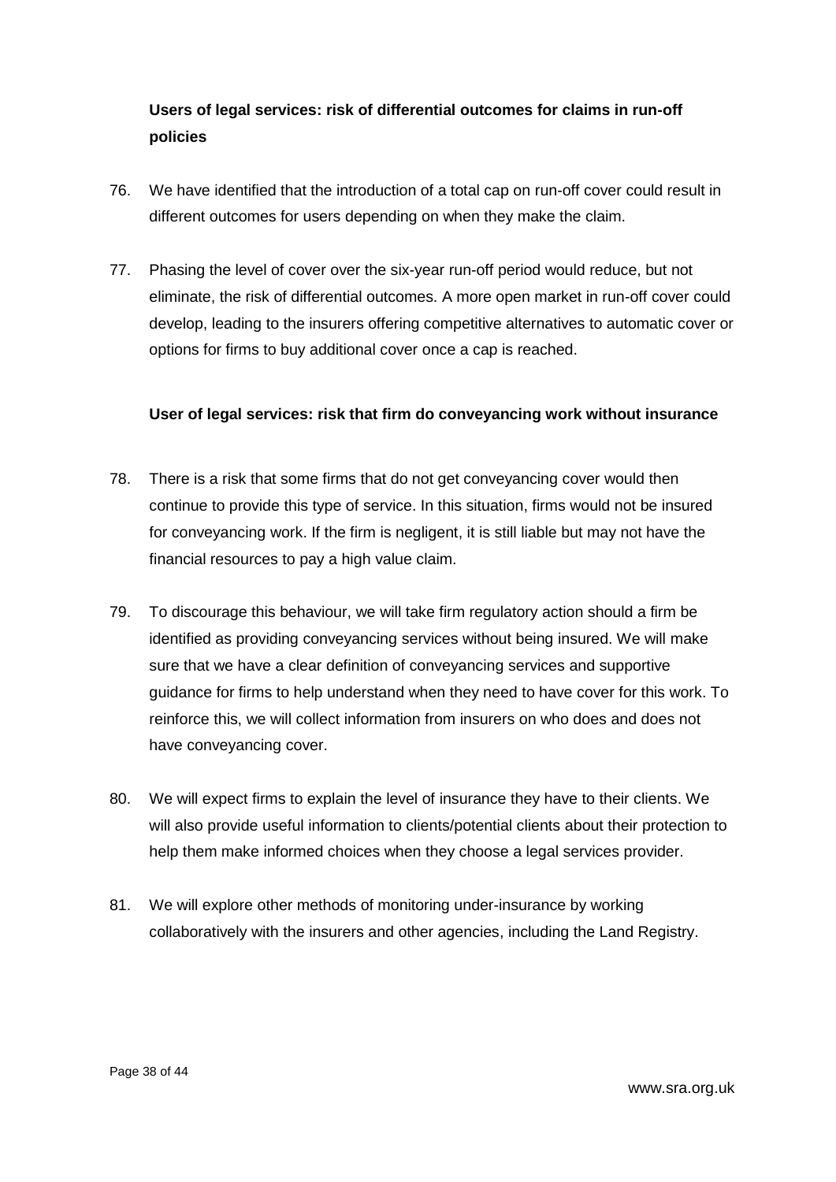**Users of legal services: risk of differential outcomes for claims in run-off policies**

76. We have identified that the introduction of a total cap on run-off cover could result in different outcomes for users depending on when they make the claim.

77. Phasing the level of cover over the six-year run-off period would reduce, but not eliminate, the risk of differential outcomes. A more open market in run-off cover could develop, leading to the insurers offering competitive alternatives to automatic cover or options for firms to buy additional cover once a cap is reached.

**User of legal services: risk that firm do conveyancing work without insurance**

78. There is a risk that some firms that do not get conveyancing cover would then continue to provide this type of service. In this situation, firms would not be insured for conveyancing work. If the firm is negligent, it is still liable but may not have the financial resources to pay a high value claim.

79. To discourage this behaviour, we will take firm regulatory action should a firm be identified as providing conveyancing services without being insured. We will make sure that we have a clear definition of conveyancing services and supportive guidance for firms to help understand when they need to have cover for this work. To reinforce this, we will collect information from insurers on who does and does not have conveyancing cover.

80. We will expect firms to explain the level of insurance they have to their clients. We will also provide useful information to clients/potential clients about their protection to help them make informed choices when they choose a legal services provider.

81. We will explore other methods of monitoring under-insurance by working collaboratively with the insurers and other agencies, including the Land Registry.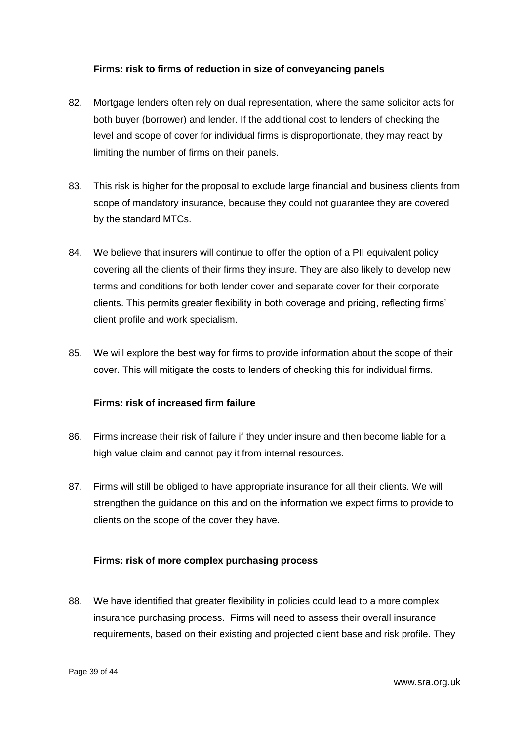### Firms: risk to firms of reduction in size of conveyancing panels

82. Mortgage lenders often rely on dual representation, where the same solicitor acts for both buyer (borrower) and lender. If the additional cost to lenders of checking the level and scope of cover for individual firms is disproportionate, they may react by limiting the number of firms on their panels.

83. This risk is higher for the proposal to exclude large financial and business clients from scope of mandatory insurance, because they could not guarantee they are covered by the standard MTCs.

84. We believe that insurers will continue to offer the option of a PII equivalent policy covering all the clients of their firms they insure. They are also likely to develop new terms and conditions for both lender cover and separate cover for their corporate clients. This permits greater flexibility in both coverage and pricing, reflecting firms' client profile and work specialism.

85. We will explore the best way for firms to provide information about the scope of their cover. This will mitigate the costs to lenders of checking this for individual firms.

### Firms: risk of increased firm failure

86. Firms increase their risk of failure if they under insure and then become liable for a high value claim and cannot pay it from internal resources.

87. Firms will still be obliged to have appropriate insurance for all their clients. We will strengthen the guidance on this and on the information we expect firms to provide to clients on the scope of the cover they have.

### Firms: risk of more complex purchasing process

88. We have identified that greater flexibility in policies could lead to a more complex insurance purchasing process. Firms will need to assess their overall insurance requirements, based on their existing and projected client base and risk profile. They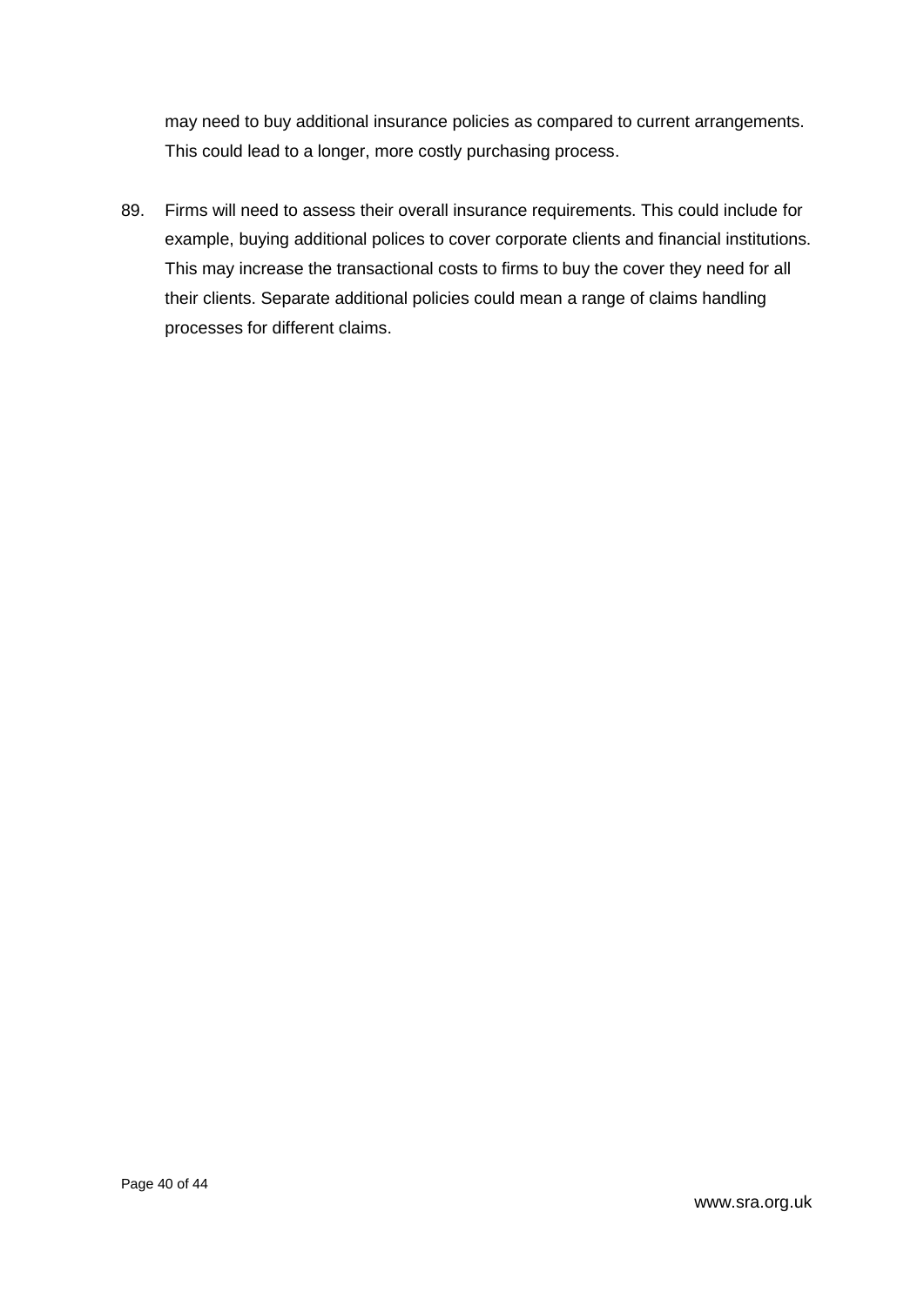may need to buy additional insurance policies as compared to current arrangements. This could lead to a longer, more costly purchasing process.

89. Firms will need to assess their overall insurance requirements. This could include for example, buying additional polices to cover corporate clients and financial institutions. This may increase the transactional costs to firms to buy the cover they need for all their clients. Separate additional policies could mean a range of claims handling processes for different claims.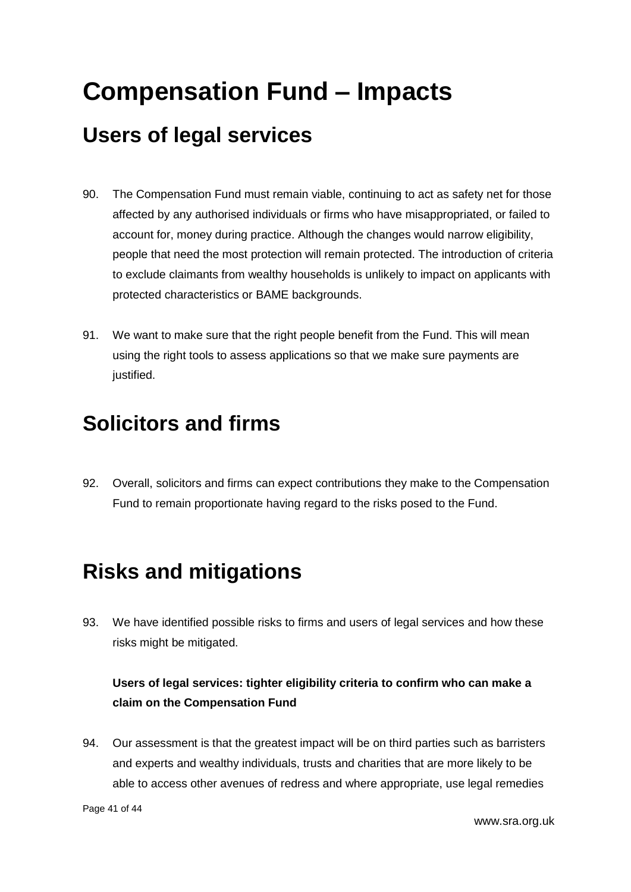# Compensation Fund – Impacts

## Users of legal services

90. The Compensation Fund must remain viable, continuing to act as safety net for those affected by any authorised individuals or firms who have misappropriated, or failed to account for, money during practice. Although the changes would narrow eligibility, people that need the most protection will remain protected. The introduction of criteria to exclude claimants from wealthy households is unlikely to impact on applicants with protected characteristics or BAME backgrounds.

91. We want to make sure that the right people benefit from the Fund. This will mean using the right tools to assess applications so that we make sure payments are justified.

## Solicitors and firms

92. Overall, solicitors and firms can expect contributions they make to the Compensation Fund to remain proportionate having regard to the risks posed to the Fund.

## Risks and mitigations

93. We have identified possible risks to firms and users of legal services and how these risks might be mitigated.

**Users of legal services: tighter eligibility criteria to confirm who can make a claim on the Compensation Fund**

94. Our assessment is that the greatest impact will be on third parties such as barristers and experts and wealthy individuals, trusts and charities that are more likely to be able to access other avenues of redress and where appropriate, use legal remedies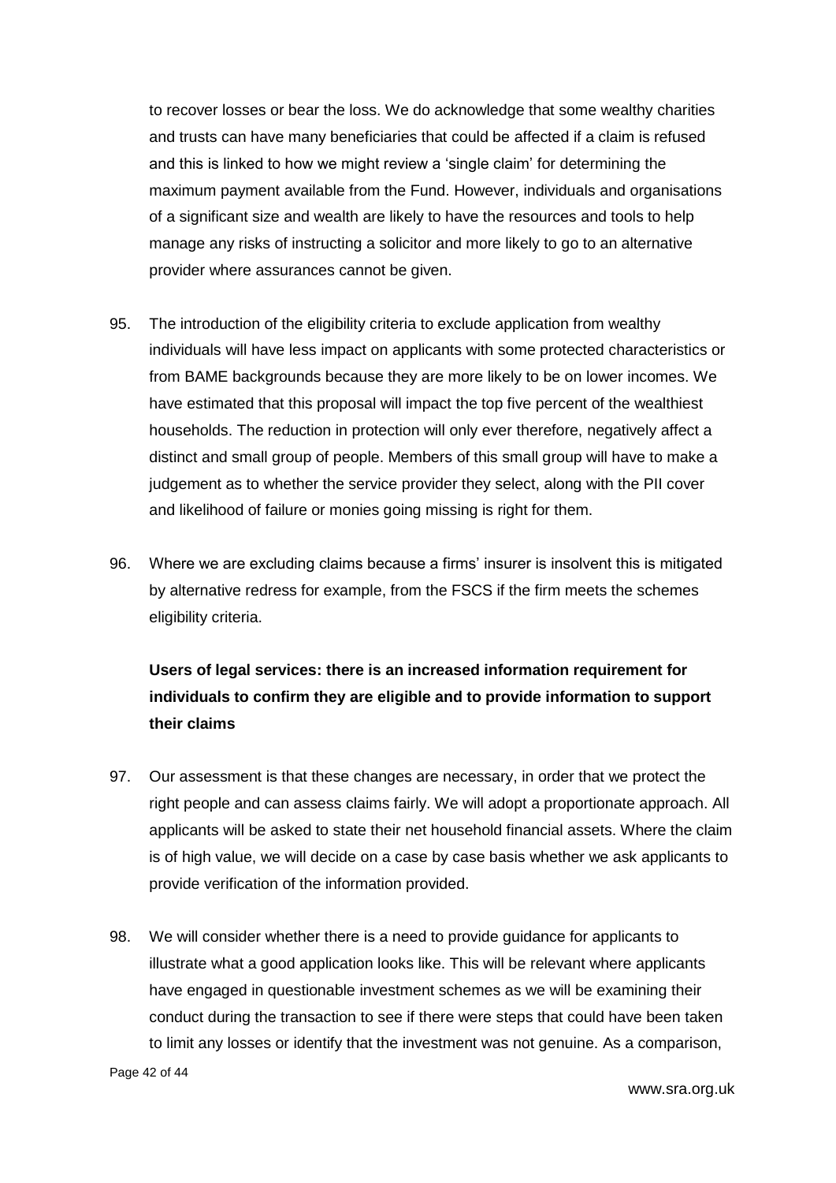to recover losses or bear the loss. We do acknowledge that some wealthy charities and trusts can have many beneficiaries that could be affected if a claim is refused and this is linked to how we might review a 'single claim' for determining the maximum payment available from the Fund. However, individuals and organisations of a significant size and wealth are likely to have the resources and tools to help manage any risks of instructing a solicitor and more likely to go to an alternative provider where assurances cannot be given.

95. The introduction of the eligibility criteria to exclude application from wealthy individuals will have less impact on applicants with some protected characteristics or from BAME backgrounds because they are more likely to be on lower incomes. We have estimated that this proposal will impact the top five percent of the wealthiest households. The reduction in protection will only ever therefore, negatively affect a distinct and small group of people. Members of this small group will have to make a judgement as to whether the service provider they select, along with the PII cover and likelihood of failure or monies going missing is right for them.

96. Where we are excluding claims because a firms' insurer is insolvent this is mitigated by alternative redress for example, from the FSCS if the firm meets the schemes eligibility criteria.

**Users of legal services: there is an increased information requirement for individuals to confirm they are eligible and to provide information to support their claims**

97. Our assessment is that these changes are necessary, in order that we protect the right people and can assess claims fairly. We will adopt a proportionate approach. All applicants will be asked to state their net household financial assets. Where the claim is of high value, we will decide on a case by case basis whether we ask applicants to provide verification of the information provided.

98. We will consider whether there is a need to provide guidance for applicants to illustrate what a good application looks like. This will be relevant where applicants have engaged in questionable investment schemes as we will be examining their conduct during the transaction to see if there were steps that could have been taken to limit any losses or identify that the investment was not genuine. As a comparison,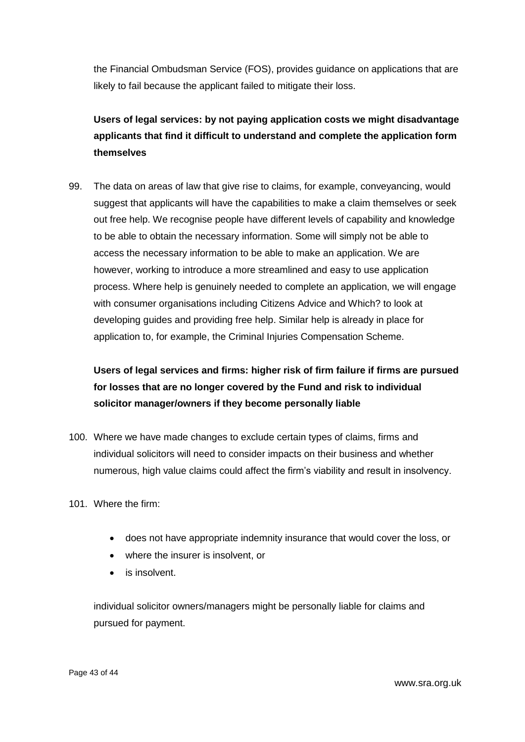the Financial Ombudsman Service (FOS), provides guidance on applications that are likely to fail because the applicant failed to mitigate their loss.

**Users of legal services: by not paying application costs we might disadvantage applicants that find it difficult to understand and complete the application form themselves**

99. The data on areas of law that give rise to claims, for example, conveyancing, would suggest that applicants will have the capabilities to make a claim themselves or seek out free help. We recognise people have different levels of capability and knowledge to be able to obtain the necessary information. Some will simply not be able to access the necessary information to be able to make an application. We are however, working to introduce a more streamlined and easy to use application process. Where help is genuinely needed to complete an application, we will engage with consumer organisations including Citizens Advice and Which? to look at developing guides and providing free help. Similar help is already in place for application to, for example, the Criminal Injuries Compensation Scheme.

**Users of legal services and firms: higher risk of firm failure if firms are pursued for losses that are no longer covered by the Fund and risk to individual solicitor manager/owners if they become personally liable**

100. Where we have made changes to exclude certain types of claims, firms and individual solicitors will need to consider impacts on their business and whether numerous, high value claims could affect the firm's viability and result in insolvency.

101. Where the firm:

- does not have appropriate indemnity insurance that would cover the loss, or
- where the insurer is insolvent, or
- is insolvent.

individual solicitor owners/managers might be personally liable for claims and pursued for payment.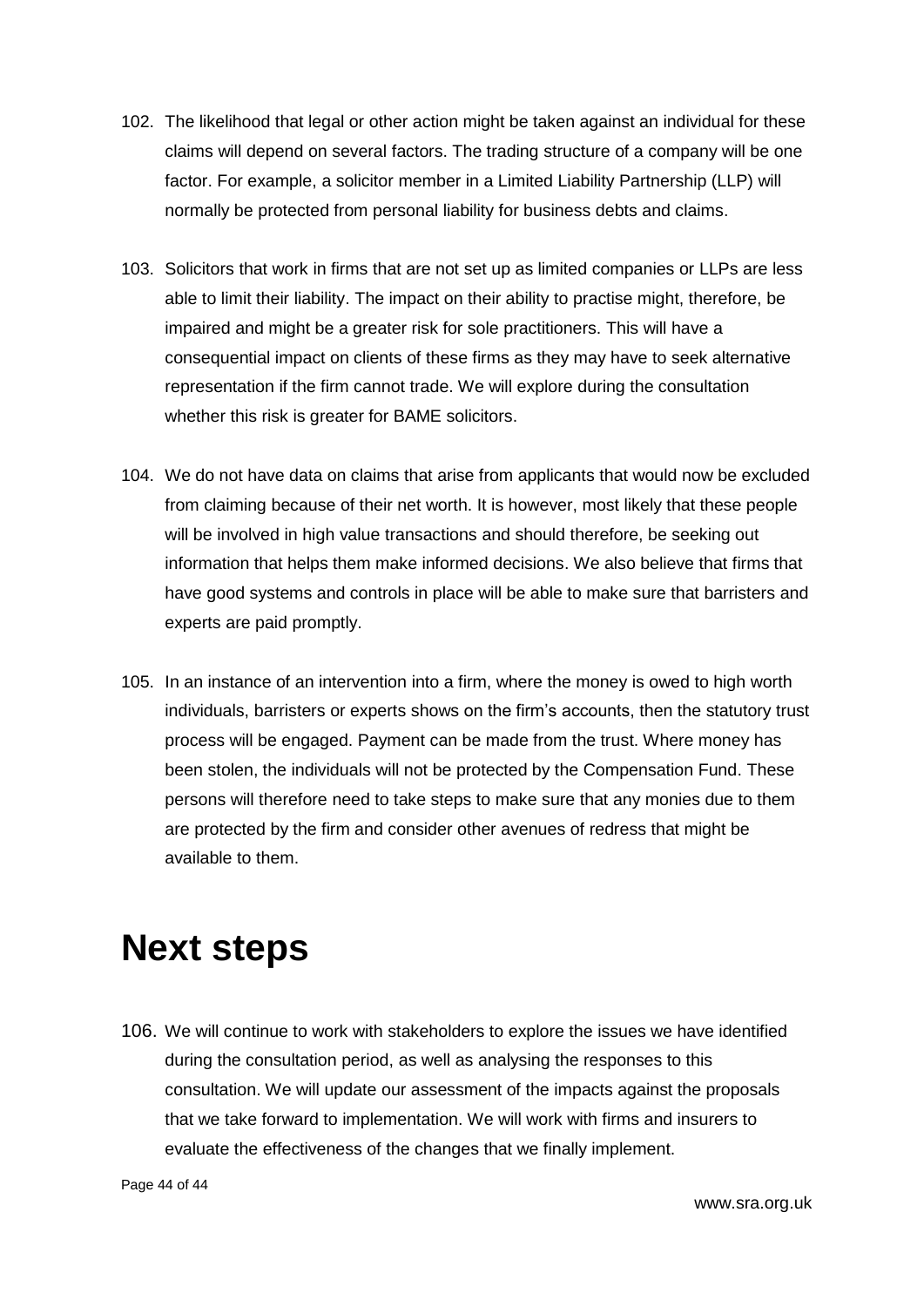102. The likelihood that legal or other action might be taken against an individual for these claims will depend on several factors. The trading structure of a company will be one factor. For example, a solicitor member in a Limited Liability Partnership (LLP) will normally be protected from personal liability for business debts and claims.

103. Solicitors that work in firms that are not set up as limited companies or LLPs are less able to limit their liability. The impact on their ability to practise might, therefore, be impaired and might be a greater risk for sole practitioners. This will have a consequential impact on clients of these firms as they may have to seek alternative representation if the firm cannot trade. We will explore during the consultation whether this risk is greater for BAME solicitors.

104. We do not have data on claims that arise from applicants that would now be excluded from claiming because of their net worth. It is however, most likely that these people will be involved in high value transactions and should therefore, be seeking out information that helps them make informed decisions. We also believe that firms that have good systems and controls in place will be able to make sure that barristers and experts are paid promptly.

105. In an instance of an intervention into a firm, where the money is owed to high worth individuals, barristers or experts shows on the firm's accounts, then the statutory trust process will be engaged. Payment can be made from the trust. Where money has been stolen, the individuals will not be protected by the Compensation Fund. These persons will therefore need to take steps to make sure that any monies due to them are protected by the firm and consider other avenues of redress that might be available to them.

# Next steps

106. We will continue to work with stakeholders to explore the issues we have identified during the consultation period, as well as analysing the responses to this consultation. We will update our assessment of the impacts against the proposals that we take forward to implementation. We will work with firms and insurers to evaluate the effectiveness of the changes that we finally implement.